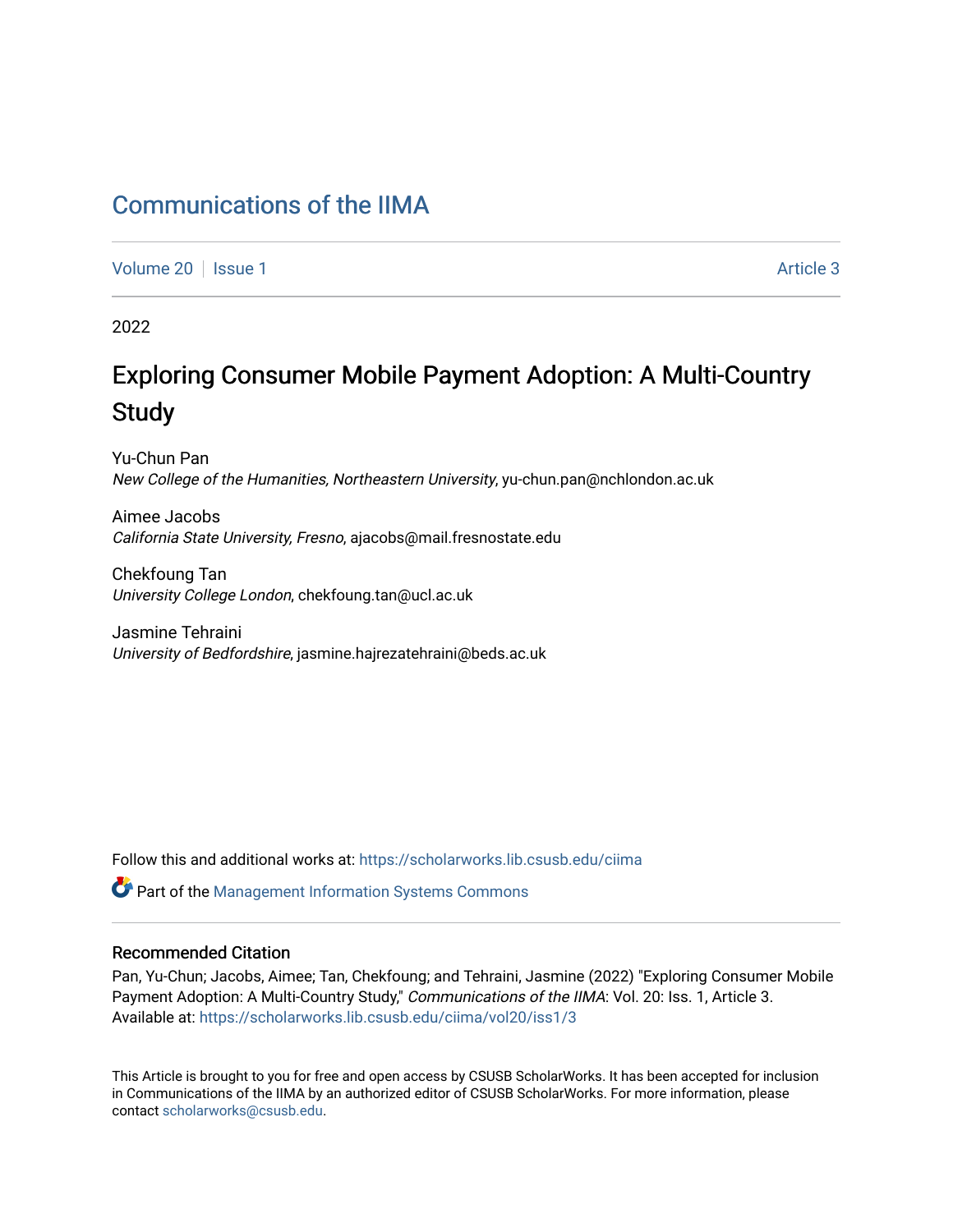# Communications of the IIMA

Volume 20 | Issue 1 Article 3

2022

## Exploring Consumer Mobile Payment Adoption: A Multi-Country Study

Yu-Chun Pan
*New College of the Humanities, Northeastern University*, yu-chun.pan@nchlondon.ac.uk

Aimee Jacobs
*California State University, Fresno*, ajacobs@mail.fresnostate.edu

Chekfoung Tan
*University College London*, chekfoung.tan@ucl.ac.uk

Jasmine Tehraini
*University of Bedfordshire*, jasmine.hajrezatehraini@beds.ac.uk

Follow this and additional works at: https://scholarworks.lib.csusb.edu/ciima

Part of the Management Information Systems Commons

### Recommended Citation

Pan, Yu-Chun; Jacobs, Aimee; Tan, Chekfoung; and Tehraini, Jasmine (2022) "Exploring Consumer Mobile Payment Adoption: A Multi-Country Study," *Communications of the IIMA*: Vol. 20: Iss. 1, Article 3.
Available at: https://scholarworks.lib.csusb.edu/ciima/vol20/iss1/3

This Article is brought to you for free and open access by CSUSB ScholarWorks. It has been accepted for inclusion in Communications of the IIMA by an authorized editor of CSUSB ScholarWorks. For more information, please contact scholarworks@csusb.edu.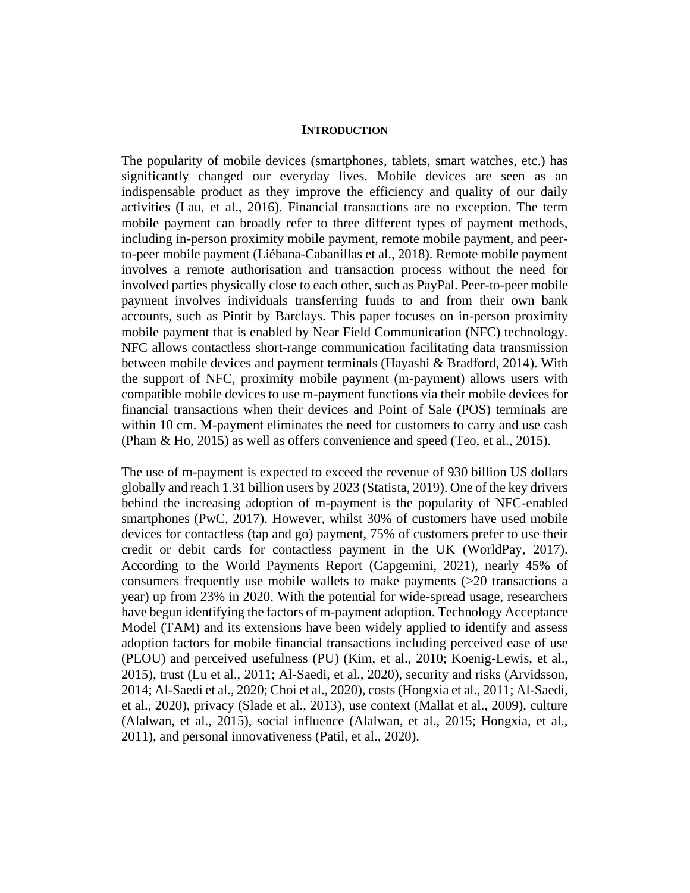## Introduction

The popularity of mobile devices (smartphones, tablets, smart watches, etc.) has significantly changed our everyday lives. Mobile devices are seen as an indispensable product as they improve the efficiency and quality of our daily activities (Lau, et al., 2016). Financial transactions are no exception. The term mobile payment can broadly refer to three different types of payment methods, including in-person proximity mobile payment, remote mobile payment, and peer-to-peer mobile payment (Liébana-Cabanillas et al., 2018). Remote mobile payment involves a remote authorisation and transaction process without the need for involved parties physically close to each other, such as PayPal. Peer-to-peer mobile payment involves individuals transferring funds to and from their own bank accounts, such as Pintit by Barclays. This paper focuses on in-person proximity mobile payment that is enabled by Near Field Communication (NFC) technology. NFC allows contactless short-range communication facilitating data transmission between mobile devices and payment terminals (Hayashi & Bradford, 2014). With the support of NFC, proximity mobile payment (m-payment) allows users with compatible mobile devices to use m-payment functions via their mobile devices for financial transactions when their devices and Point of Sale (POS) terminals are within 10 cm. M-payment eliminates the need for customers to carry and use cash (Pham & Ho, 2015) as well as offers convenience and speed (Teo, et al., 2015).

The use of m-payment is expected to exceed the revenue of 930 billion US dollars globally and reach 1.31 billion users by 2023 (Statista, 2019). One of the key drivers behind the increasing adoption of m-payment is the popularity of NFC-enabled smartphones (PwC, 2017). However, whilst 30% of customers have used mobile devices for contactless (tap and go) payment, 75% of customers prefer to use their credit or debit cards for contactless payment in the UK (WorldPay, 2017). According to the World Payments Report (Capgemini, 2021), nearly 45% of consumers frequently use mobile wallets to make payments (>20 transactions a year) up from 23% in 2020. With the potential for wide-spread usage, researchers have begun identifying the factors of m-payment adoption. Technology Acceptance Model (TAM) and its extensions have been widely applied to identify and assess adoption factors for mobile financial transactions including perceived ease of use (PEOU) and perceived usefulness (PU) (Kim, et al., 2010; Koenig-Lewis, et al., 2015), trust (Lu et al., 2011; Al-Saedi, et al., 2020), security and risks (Arvidsson, 2014; Al-Saedi et al., 2020; Choi et al., 2020), costs (Hongxia et al., 2011; Al-Saedi, et al., 2020), privacy (Slade et al., 2013), use context (Mallat et al., 2009), culture (Alalwan, et al., 2015), social influence (Alalwan, et al., 2015; Hongxia, et al., 2011), and personal innovativeness (Patil, et al., 2020).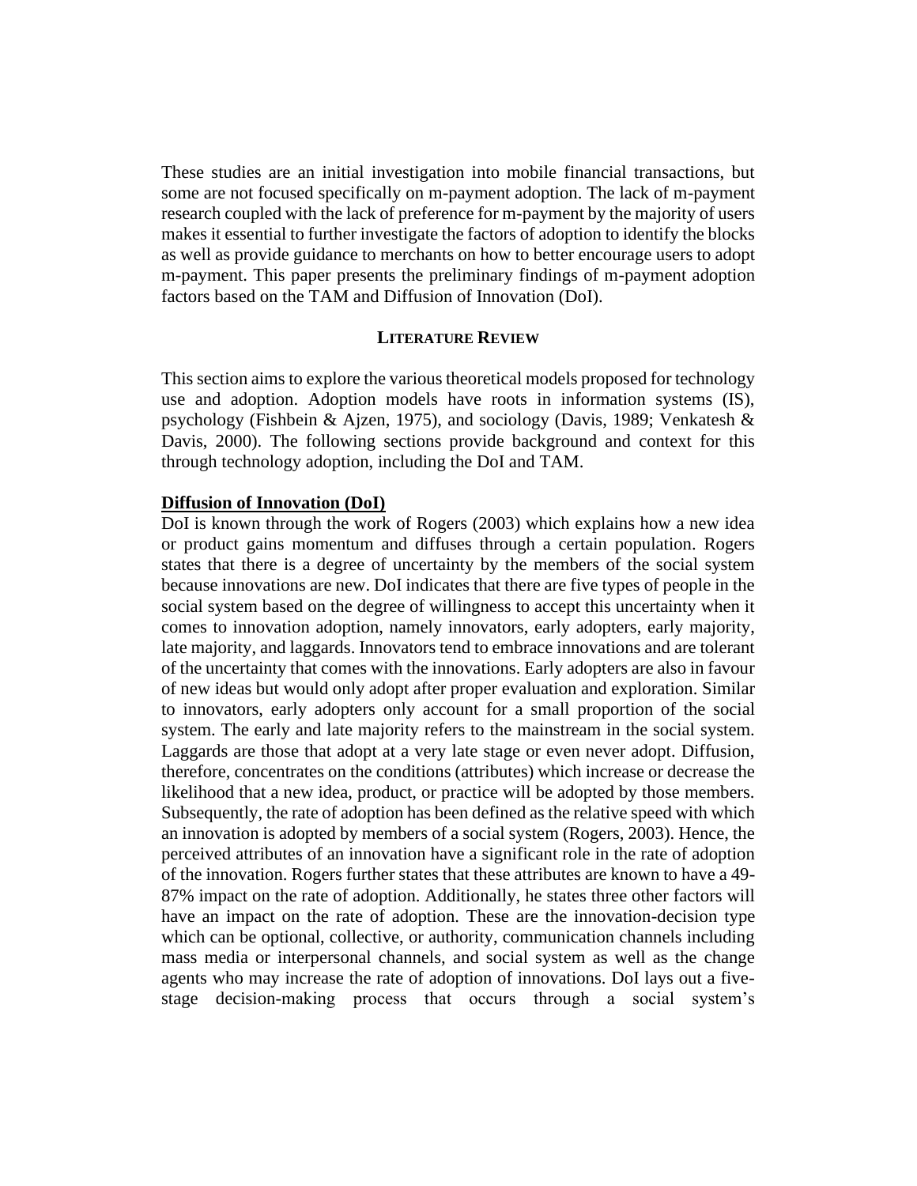These studies are an initial investigation into mobile financial transactions, but some are not focused specifically on m-payment adoption. The lack of m-payment research coupled with the lack of preference for m-payment by the majority of users makes it essential to further investigate the factors of adoption to identify the blocks as well as provide guidance to merchants on how to better encourage users to adopt m-payment. This paper presents the preliminary findings of m-payment adoption factors based on the TAM and Diffusion of Innovation (DoI).

## LITERATURE REVIEW

This section aims to explore the various theoretical models proposed for technology use and adoption. Adoption models have roots in information systems (IS), psychology (Fishbein & Ajzen, 1975), and sociology (Davis, 1989; Venkatesh & Davis, 2000). The following sections provide background and context for this through technology adoption, including the DoI and TAM.

### Diffusion of Innovation (DoI)

DoI is known through the work of Rogers (2003) which explains how a new idea or product gains momentum and diffuses through a certain population. Rogers states that there is a degree of uncertainty by the members of the social system because innovations are new. DoI indicates that there are five types of people in the social system based on the degree of willingness to accept this uncertainty when it comes to innovation adoption, namely innovators, early adopters, early majority, late majority, and laggards. Innovators tend to embrace innovations and are tolerant of the uncertainty that comes with the innovations. Early adopters are also in favour of new ideas but would only adopt after proper evaluation and exploration. Similar to innovators, early adopters only account for a small proportion of the social system. The early and late majority refers to the mainstream in the social system. Laggards are those that adopt at a very late stage or even never adopt. Diffusion, therefore, concentrates on the conditions (attributes) which increase or decrease the likelihood that a new idea, product, or practice will be adopted by those members. Subsequently, the rate of adoption has been defined as the relative speed with which an innovation is adopted by members of a social system (Rogers, 2003). Hence, the perceived attributes of an innovation have a significant role in the rate of adoption of the innovation. Rogers further states that these attributes are known to have a 49-87% impact on the rate of adoption. Additionally, he states three other factors will have an impact on the rate of adoption. These are the innovation-decision type which can be optional, collective, or authority, communication channels including mass media or interpersonal channels, and social system as well as the change agents who may increase the rate of adoption of innovations. DoI lays out a five-stage decision-making process that occurs through a social system's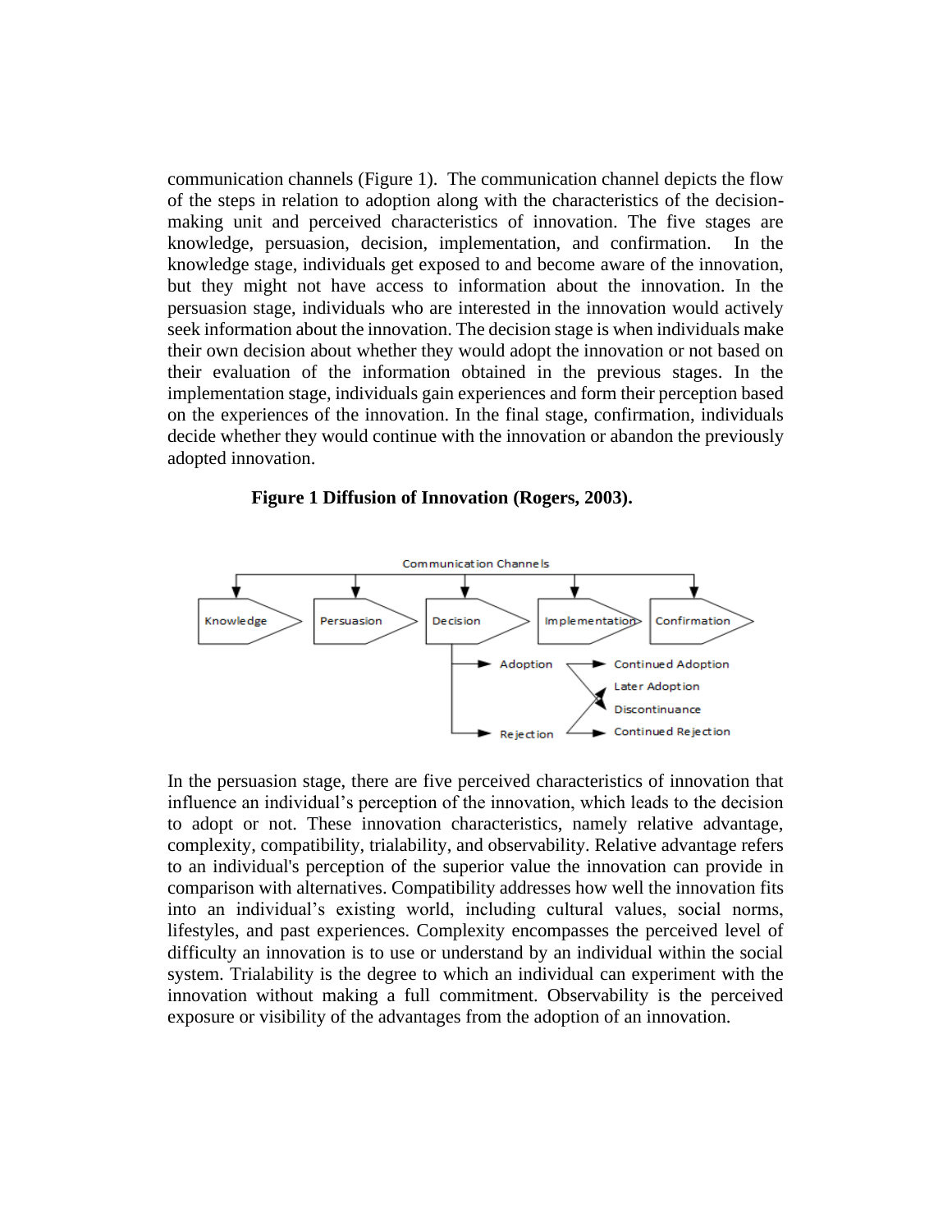communication channels (Figure 1). The communication channel depicts the flow of the steps in relation to adoption along with the characteristics of the decision-making unit and perceived characteristics of innovation. The five stages are knowledge, persuasion, decision, implementation, and confirmation. In the knowledge stage, individuals get exposed to and become aware of the innovation, but they might not have access to information about the innovation. In the persuasion stage, individuals who are interested in the innovation would actively seek information about the innovation. The decision stage is when individuals make their own decision about whether they would adopt the innovation or not based on their evaluation of the information obtained in the previous stages. In the implementation stage, individuals gain experiences and form their perception based on the experiences of the innovation. In the final stage, confirmation, individuals decide whether they would continue with the innovation or abandon the previously adopted innovation.

**Figure 1 Diffusion of Innovation (Rogers, 2003).**

Communication Channels

Knowledge → Persuasion → Decision → Implementation → Confirmation

Adoption → Continued Adoption; Discontinuance

Rejection → Later Adoption; Continued Rejection

In the persuasion stage, there are five perceived characteristics of innovation that influence an individual's perception of the innovation, which leads to the decision to adopt or not. These innovation characteristics, namely relative advantage, complexity, compatibility, trialability, and observability. Relative advantage refers to an individual's perception of the superior value the innovation can provide in comparison with alternatives. Compatibility addresses how well the innovation fits into an individual's existing world, including cultural values, social norms, lifestyles, and past experiences. Complexity encompasses the perceived level of difficulty an innovation is to use or understand by an individual within the social system. Trialability is the degree to which an individual can experiment with the innovation without making a full commitment. Observability is the perceived exposure or visibility of the advantages from the adoption of an innovation.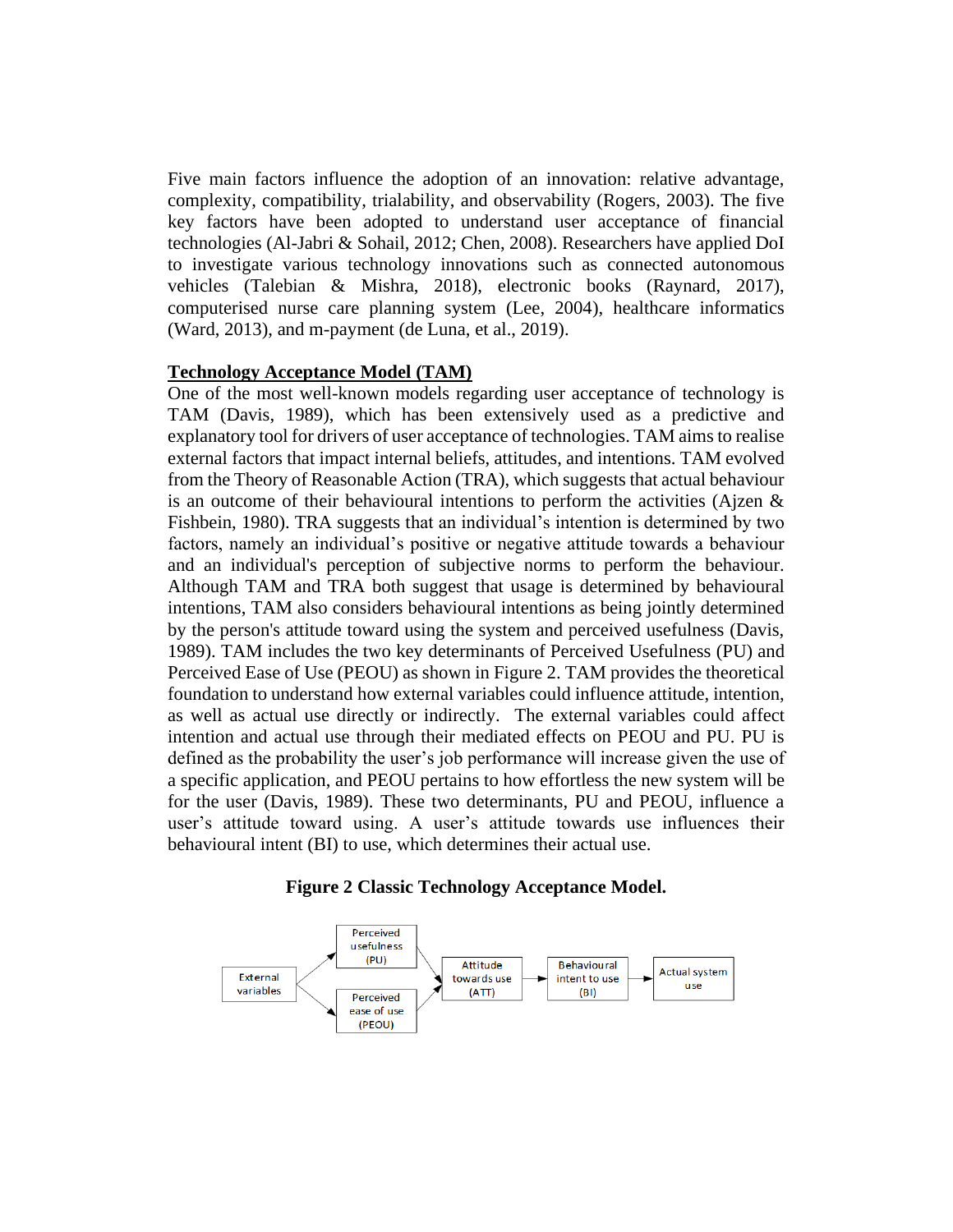Five main factors influence the adoption of an innovation: relative advantage, complexity, compatibility, trialability, and observability (Rogers, 2003). The five key factors have been adopted to understand user acceptance of financial technologies (Al-Jabri & Sohail, 2012; Chen, 2008). Researchers have applied DoI to investigate various technology innovations such as connected autonomous vehicles (Talebian & Mishra, 2018), electronic books (Raynard, 2017), computerised nurse care planning system (Lee, 2004), healthcare informatics (Ward, 2013), and m-payment (de Luna, et al., 2019).

## Technology Acceptance Model (TAM)

One of the most well-known models regarding user acceptance of technology is TAM (Davis, 1989), which has been extensively used as a predictive and explanatory tool for drivers of user acceptance of technologies. TAM aims to realise external factors that impact internal beliefs, attitudes, and intentions. TAM evolved from the Theory of Reasonable Action (TRA), which suggests that actual behaviour is an outcome of their behavioural intentions to perform the activities (Ajzen & Fishbein, 1980). TRA suggests that an individual's intention is determined by two factors, namely an individual's positive or negative attitude towards a behaviour and an individual's perception of subjective norms to perform the behaviour. Although TAM and TRA both suggest that usage is determined by behavioural intentions, TAM also considers behavioural intentions as being jointly determined by the person's attitude toward using the system and perceived usefulness (Davis, 1989). TAM includes the two key determinants of Perceived Usefulness (PU) and Perceived Ease of Use (PEOU) as shown in Figure 2. TAM provides the theoretical foundation to understand how external variables could influence attitude, intention, as well as actual use directly or indirectly. The external variables could affect intention and actual use through their mediated effects on PEOU and PU. PU is defined as the probability the user's job performance will increase given the use of a specific application, and PEOU pertains to how effortless the new system will be for the user (Davis, 1989). These two determinants, PU and PEOU, influence a user's attitude toward using. A user's attitude towards use influences their behavioural intent (BI) to use, which determines their actual use.

**Figure 2 Classic Technology Acceptance Model.**

```
                  Perceived
                  usefulness
               ↗  (PU)        ↘
External                        Attitude        Behavioural     Actual system
variables                       towards use  →  intent to use → use
               ↘  Perceived   ↗ (ATT)           (BI)
                  ease of use
                  (PEOU)
```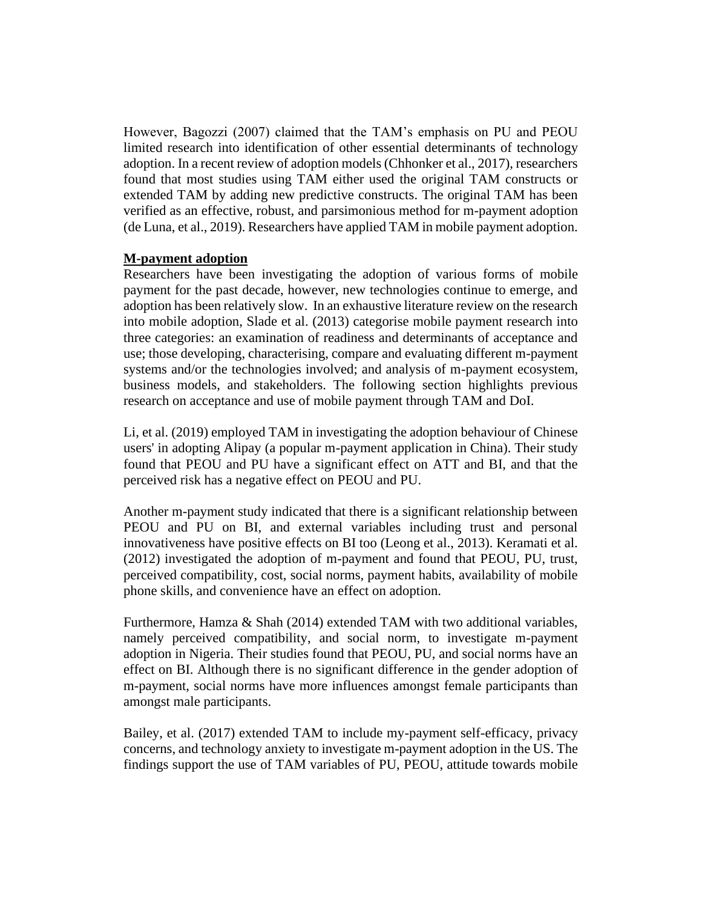However, Bagozzi (2007) claimed that the TAM's emphasis on PU and PEOU limited research into identification of other essential determinants of technology adoption. In a recent review of adoption models (Chhonker et al., 2017), researchers found that most studies using TAM either used the original TAM constructs or extended TAM by adding new predictive constructs. The original TAM has been verified as an effective, robust, and parsimonious method for m-payment adoption (de Luna, et al., 2019). Researchers have applied TAM in mobile payment adoption.

**M-payment adoption**

Researchers have been investigating the adoption of various forms of mobile payment for the past decade, however, new technologies continue to emerge, and adoption has been relatively slow. In an exhaustive literature review on the research into mobile adoption, Slade et al. (2013) categorise mobile payment research into three categories: an examination of readiness and determinants of acceptance and use; those developing, characterising, compare and evaluating different m-payment systems and/or the technologies involved; and analysis of m-payment ecosystem, business models, and stakeholders. The following section highlights previous research on acceptance and use of mobile payment through TAM and DoI.

Li, et al. (2019) employed TAM in investigating the adoption behaviour of Chinese users' in adopting Alipay (a popular m-payment application in China). Their study found that PEOU and PU have a significant effect on ATT and BI, and that the perceived risk has a negative effect on PEOU and PU.

Another m-payment study indicated that there is a significant relationship between PEOU and PU on BI, and external variables including trust and personal innovativeness have positive effects on BI too (Leong et al., 2013). Keramati et al. (2012) investigated the adoption of m-payment and found that PEOU, PU, trust, perceived compatibility, cost, social norms, payment habits, availability of mobile phone skills, and convenience have an effect on adoption.

Furthermore, Hamza & Shah (2014) extended TAM with two additional variables, namely perceived compatibility, and social norm, to investigate m-payment adoption in Nigeria. Their studies found that PEOU, PU, and social norms have an effect on BI. Although there is no significant difference in the gender adoption of m-payment, social norms have more influences amongst female participants than amongst male participants.

Bailey, et al. (2017) extended TAM to include my-payment self-efficacy, privacy concerns, and technology anxiety to investigate m-payment adoption in the US. The findings support the use of TAM variables of PU, PEOU, attitude towards mobile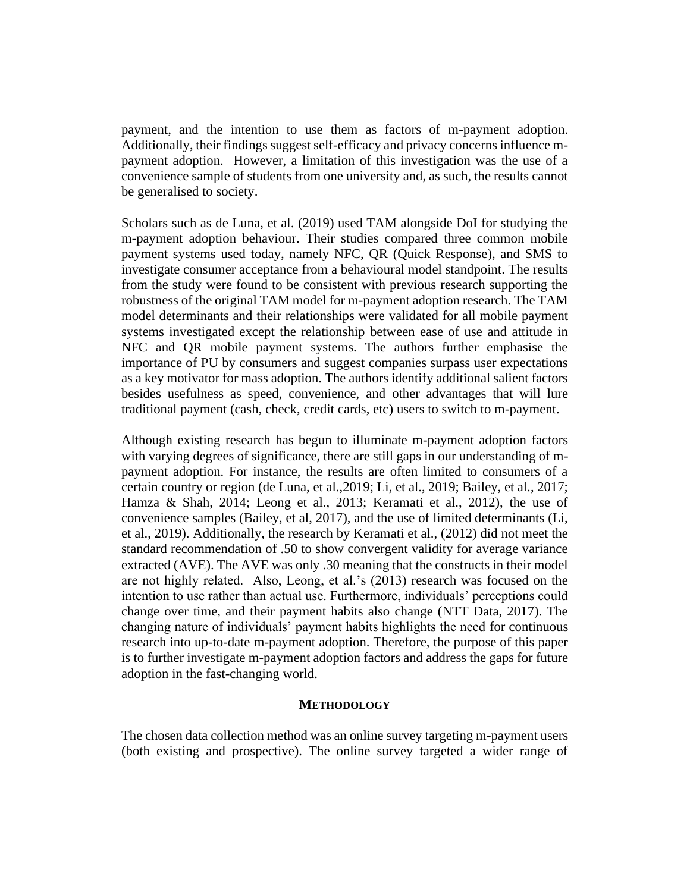payment, and the intention to use them as factors of m-payment adoption. Additionally, their findings suggest self-efficacy and privacy concerns influence m-payment adoption. However, a limitation of this investigation was the use of a convenience sample of students from one university and, as such, the results cannot be generalised to society.

Scholars such as de Luna, et al. (2019) used TAM alongside DoI for studying the m-payment adoption behaviour. Their studies compared three common mobile payment systems used today, namely NFC, QR (Quick Response), and SMS to investigate consumer acceptance from a behavioural model standpoint. The results from the study were found to be consistent with previous research supporting the robustness of the original TAM model for m-payment adoption research. The TAM model determinants and their relationships were validated for all mobile payment systems investigated except the relationship between ease of use and attitude in NFC and QR mobile payment systems. The authors further emphasise the importance of PU by consumers and suggest companies surpass user expectations as a key motivator for mass adoption. The authors identify additional salient factors besides usefulness as speed, convenience, and other advantages that will lure traditional payment (cash, check, credit cards, etc) users to switch to m-payment.

Although existing research has begun to illuminate m-payment adoption factors with varying degrees of significance, there are still gaps in our understanding of m-payment adoption. For instance, the results are often limited to consumers of a certain country or region (de Luna, et al.,2019; Li, et al., 2019; Bailey, et al., 2017; Hamza & Shah, 2014; Leong et al., 2013; Keramati et al., 2012), the use of convenience samples (Bailey, et al, 2017), and the use of limited determinants (Li, et al., 2019). Additionally, the research by Keramati et al., (2012) did not meet the standard recommendation of .50 to show convergent validity for average variance extracted (AVE). The AVE was only .30 meaning that the constructs in their model are not highly related. Also, Leong, et al.'s (2013) research was focused on the intention to use rather than actual use. Furthermore, individuals' perceptions could change over time, and their payment habits also change (NTT Data, 2017). The changing nature of individuals' payment habits highlights the need for continuous research into up-to-date m-payment adoption. Therefore, the purpose of this paper is to further investigate m-payment adoption factors and address the gaps for future adoption in the fast-changing world.

## METHODOLOGY

The chosen data collection method was an online survey targeting m-payment users (both existing and prospective). The online survey targeted a wider range of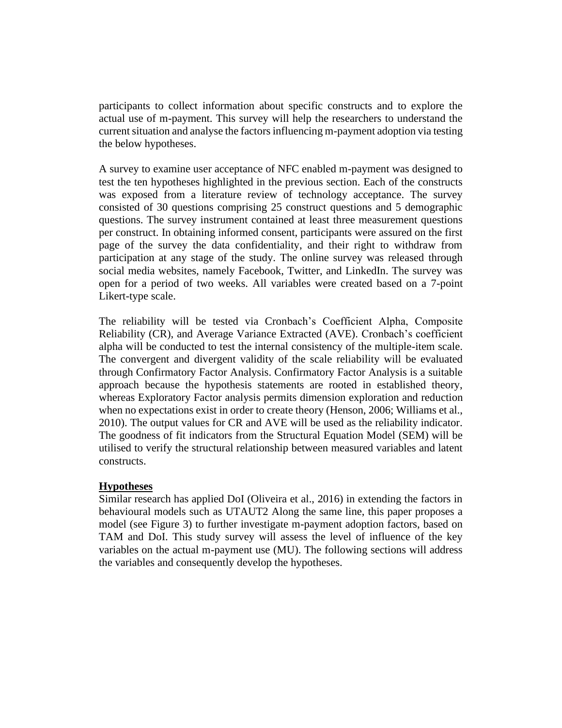participants to collect information about specific constructs and to explore the actual use of m-payment. This survey will help the researchers to understand the current situation and analyse the factors influencing m-payment adoption via testing the below hypotheses.

A survey to examine user acceptance of NFC enabled m-payment was designed to test the ten hypotheses highlighted in the previous section. Each of the constructs was exposed from a literature review of technology acceptance. The survey consisted of 30 questions comprising 25 construct questions and 5 demographic questions. The survey instrument contained at least three measurement questions per construct. In obtaining informed consent, participants were assured on the first page of the survey the data confidentiality, and their right to withdraw from participation at any stage of the study. The online survey was released through social media websites, namely Facebook, Twitter, and LinkedIn. The survey was open for a period of two weeks. All variables were created based on a 7-point Likert-type scale.

The reliability will be tested via Cronbach's Coefficient Alpha, Composite Reliability (CR), and Average Variance Extracted (AVE). Cronbach's coefficient alpha will be conducted to test the internal consistency of the multiple-item scale. The convergent and divergent validity of the scale reliability will be evaluated through Confirmatory Factor Analysis. Confirmatory Factor Analysis is a suitable approach because the hypothesis statements are rooted in established theory, whereas Exploratory Factor analysis permits dimension exploration and reduction when no expectations exist in order to create theory (Henson, 2006; Williams et al., 2010). The output values for CR and AVE will be used as the reliability indicator. The goodness of fit indicators from the Structural Equation Model (SEM) will be utilised to verify the structural relationship between measured variables and latent constructs.

## Hypotheses

Similar research has applied DoI (Oliveira et al., 2016) in extending the factors in behavioural models such as UTAUT2 Along the same line, this paper proposes a model (see Figure 3) to further investigate m-payment adoption factors, based on TAM and DoI. This study survey will assess the level of influence of the key variables on the actual m-payment use (MU). The following sections will address the variables and consequently develop the hypotheses.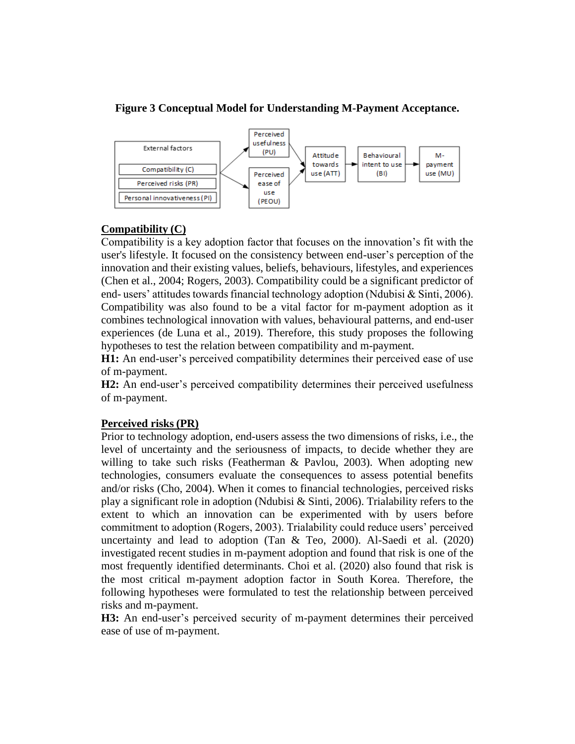**Figure 3 Conceptual Model for Understanding M-Payment Acceptance.**

### Compatibility (C)

Compatibility is a key adoption factor that focuses on the innovation's fit with the user's lifestyle. It focused on the consistency between end-user's perception of the innovation and their existing values, beliefs, behaviours, lifestyles, and experiences (Chen et al., 2004; Rogers, 2003). Compatibility could be a significant predictor of end- users' attitudes towards financial technology adoption (Ndubisi & Sinti, 2006). Compatibility was also found to be a vital factor for m-payment adoption as it combines technological innovation with values, behavioural patterns, and end-user experiences (de Luna et al., 2019). Therefore, this study proposes the following hypotheses to test the relation between compatibility and m-payment.

**H1:** An end-user's perceived compatibility determines their perceived ease of use of m-payment.

**H2:** An end-user's perceived compatibility determines their perceived usefulness of m-payment.

### Perceived risks (PR)

Prior to technology adoption, end-users assess the two dimensions of risks, i.e., the level of uncertainty and the seriousness of impacts, to decide whether they are willing to take such risks (Featherman & Pavlou, 2003). When adopting new technologies, consumers evaluate the consequences to assess potential benefits and/or risks (Cho, 2004). When it comes to financial technologies, perceived risks play a significant role in adoption (Ndubisi & Sinti, 2006). Trialability refers to the extent to which an innovation can be experimented with by users before commitment to adoption (Rogers, 2003). Trialability could reduce users' perceived uncertainty and lead to adoption (Tan & Teo, 2000). Al-Saedi et al. (2020) investigated recent studies in m-payment adoption and found that risk is one of the most frequently identified determinants. Choi et al. (2020) also found that risk is the most critical m-payment adoption factor in South Korea. Therefore, the following hypotheses were formulated to test the relationship between perceived risks and m-payment.

**H3:** An end-user's perceived security of m-payment determines their perceived ease of use of m-payment.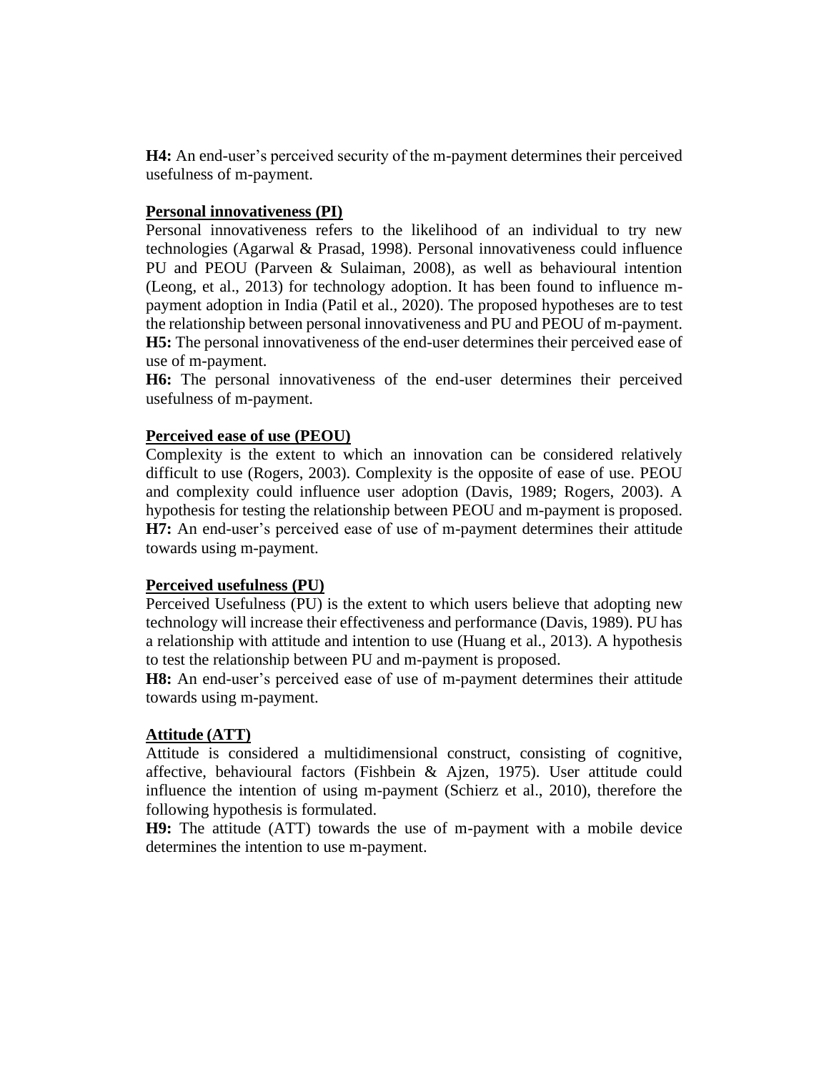**H4:** An end-user's perceived security of the m-payment determines their perceived usefulness of m-payment.

**Personal innovativeness (PI)**

Personal innovativeness refers to the likelihood of an individual to try new technologies (Agarwal & Prasad, 1998). Personal innovativeness could influence PU and PEOU (Parveen & Sulaiman, 2008), as well as behavioural intention (Leong, et al., 2013) for technology adoption. It has been found to influence m-payment adoption in India (Patil et al., 2020). The proposed hypotheses are to test the relationship between personal innovativeness and PU and PEOU of m-payment.

**H5:** The personal innovativeness of the end-user determines their perceived ease of use of m-payment.

**H6:** The personal innovativeness of the end-user determines their perceived usefulness of m-payment.

**Perceived ease of use (PEOU)**

Complexity is the extent to which an innovation can be considered relatively difficult to use (Rogers, 2003). Complexity is the opposite of ease of use. PEOU and complexity could influence user adoption (Davis, 1989; Rogers, 2003). A hypothesis for testing the relationship between PEOU and m-payment is proposed.

**H7:** An end-user's perceived ease of use of m-payment determines their attitude towards using m-payment.

**Perceived usefulness (PU)**

Perceived Usefulness (PU) is the extent to which users believe that adopting new technology will increase their effectiveness and performance (Davis, 1989). PU has a relationship with attitude and intention to use (Huang et al., 2013). A hypothesis to test the relationship between PU and m-payment is proposed.

**H8:** An end-user's perceived ease of use of m-payment determines their attitude towards using m-payment.

**Attitude (ATT)**

Attitude is considered a multidimensional construct, consisting of cognitive, affective, behavioural factors (Fishbein & Ajzen, 1975). User attitude could influence the intention of using m-payment (Schierz et al., 2010), therefore the following hypothesis is formulated.

**H9:** The attitude (ATT) towards the use of m-payment with a mobile device determines the intention to use m-payment.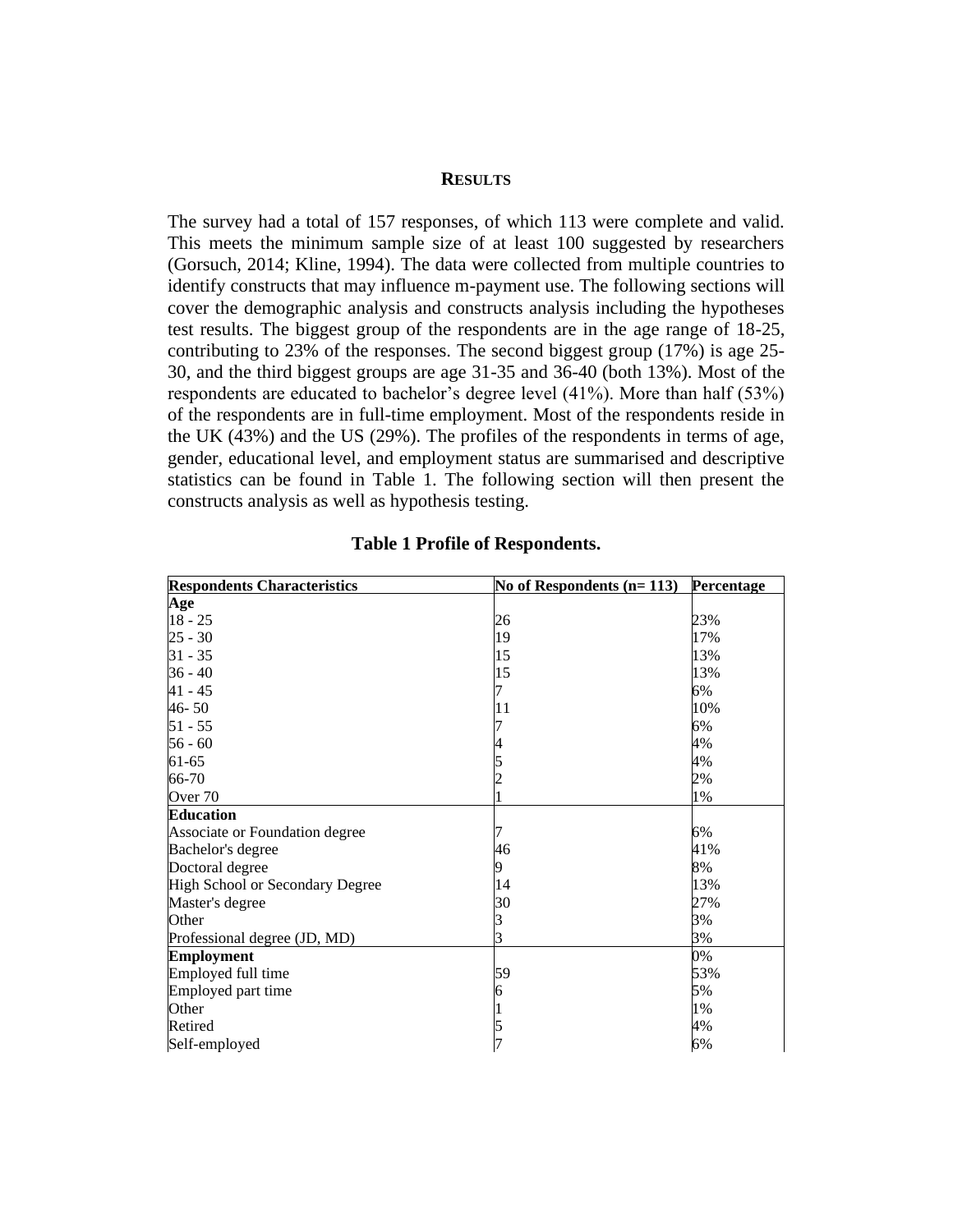## RESULTS

The survey had a total of 157 responses, of which 113 were complete and valid. This meets the minimum sample size of at least 100 suggested by researchers (Gorsuch, 2014; Kline, 1994). The data were collected from multiple countries to identify constructs that may influence m-payment use. The following sections will cover the demographic analysis and constructs analysis including the hypotheses test results. The biggest group of the respondents are in the age range of 18-25, contributing to 23% of the responses. The second biggest group (17%) is age 25-30, and the third biggest groups are age 31-35 and 36-40 (both 13%). Most of the respondents are educated to bachelor's degree level (41%). More than half (53%) of the respondents are in full-time employment. Most of the respondents reside in the UK (43%) and the US (29%). The profiles of the respondents in terms of age, gender, educational level, and employment status are summarised and descriptive statistics can be found in Table 1. The following section will then present the constructs analysis as well as hypothesis testing.

**Table 1 Profile of Respondents.**

| Respondents Characteristics | No of Respondents (n= 113) | Percentage |
|---|---|---|
| **Age** | | |
| 18 - 25 | 26 | 23% |
| 25 - 30 | 19 | 17% |
| 31 - 35 | 15 | 13% |
| 36 - 40 | 15 | 13% |
| 41 - 45 | 7 | 6% |
| 46- 50 | 11 | 10% |
| 51 - 55 | 7 | 6% |
| 56 - 60 | 4 | 4% |
| 61-65 | 5 | 4% |
| 66-70 | 2 | 2% |
| Over 70 | 1 | 1% |
| **Education** | | |
| Associate or Foundation degree | 7 | 6% |
| Bachelor's degree | 46 | 41% |
| Doctoral degree | 9 | 8% |
| High School or Secondary Degree | 14 | 13% |
| Master's degree | 30 | 27% |
| Other | 3 | 3% |
| Professional degree (JD, MD) | 3 | 3% |
| **Employment** | | 0% |
| Employed full time | 59 | 53% |
| Employed part time | 6 | 5% |
| Other | 1 | 1% |
| Retired | 5 | 4% |
| Self-employed | 7 | 6% |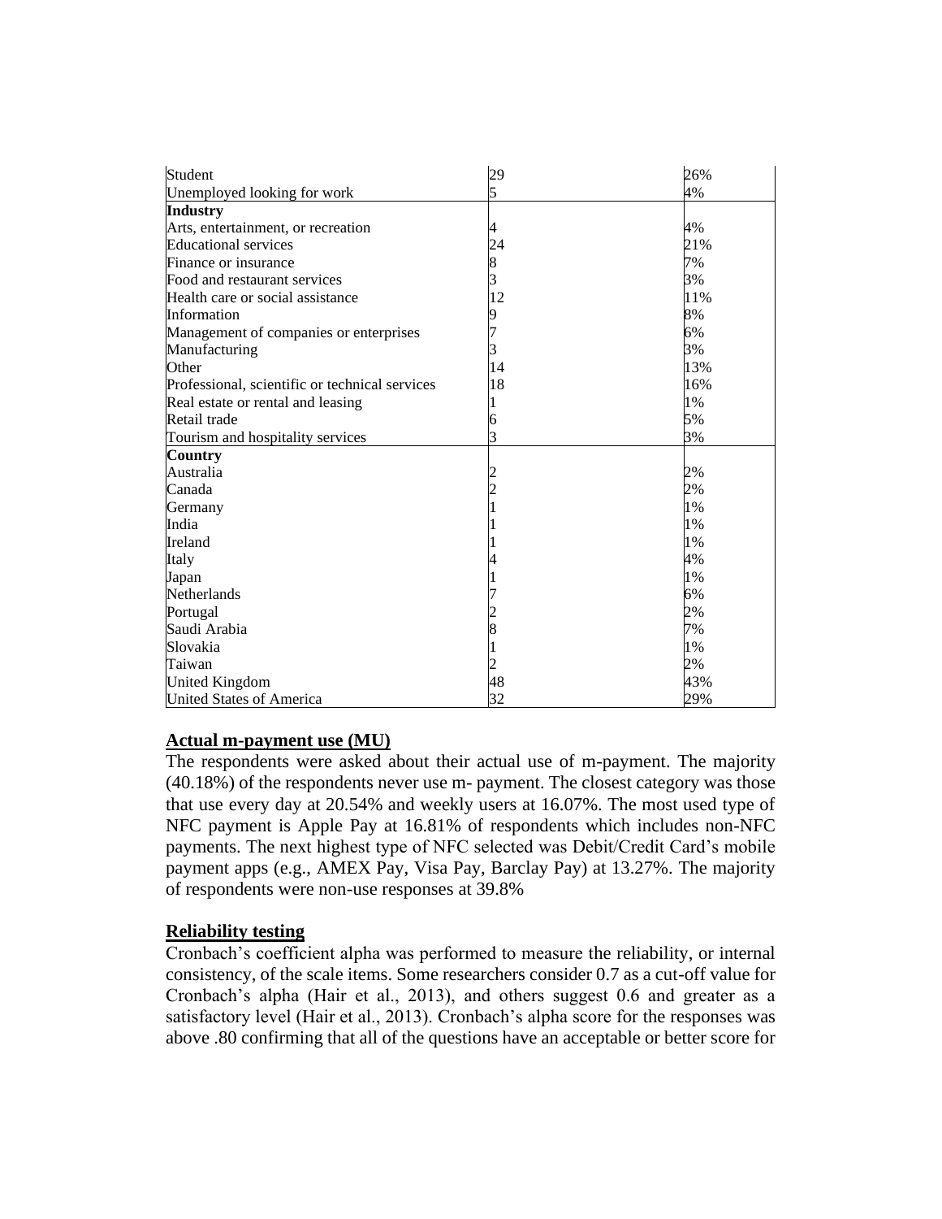| | | |
|---|---|---|
| Student | 29 | 26% |
| Unemployed looking for work | 5 | 4% |
| **Industry** | | |
| Arts, entertainment, or recreation | 4 | 4% |
| Educational services | 24 | 21% |
| Finance or insurance | 8 | 7% |
| Food and restaurant services | 3 | 3% |
| Health care or social assistance | 12 | 11% |
| Information | 9 | 8% |
| Management of companies or enterprises | 7 | 6% |
| Manufacturing | 3 | 3% |
| Other | 14 | 13% |
| Professional, scientific or technical services | 18 | 16% |
| Real estate or rental and leasing | 1 | 1% |
| Retail trade | 6 | 5% |
| Tourism and hospitality services | 3 | 3% |
| **Country** | | |
| Australia | 2 | 2% |
| Canada | 2 | 2% |
| Germany | 1 | 1% |
| India | 1 | 1% |
| Ireland | 1 | 1% |
| Italy | 4 | 4% |
| Japan | 1 | 1% |
| Netherlands | 7 | 6% |
| Portugal | 2 | 2% |
| Saudi Arabia | 8 | 7% |
| Slovakia | 1 | 1% |
| Taiwan | 2 | 2% |
| United Kingdom | 48 | 43% |
| United States of America | 32 | 29% |

## Actual m-payment use (MU)

The respondents were asked about their actual use of m-payment. The majority (40.18%) of the respondents never use m- payment. The closest category was those that use every day at 20.54% and weekly users at 16.07%. The most used type of NFC payment is Apple Pay at 16.81% of respondents which includes non-NFC payments. The next highest type of NFC selected was Debit/Credit Card's mobile payment apps (e.g., AMEX Pay, Visa Pay, Barclay Pay) at 13.27%. The majority of respondents were non-use responses at 39.8%

## Reliability testing

Cronbach's coefficient alpha was performed to measure the reliability, or internal consistency, of the scale items. Some researchers consider 0.7 as a cut-off value for Cronbach's alpha (Hair et al., 2013), and others suggest 0.6 and greater as a satisfactory level (Hair et al., 2013). Cronbach's alpha score for the responses was above .80 confirming that all of the questions have an acceptable or better score for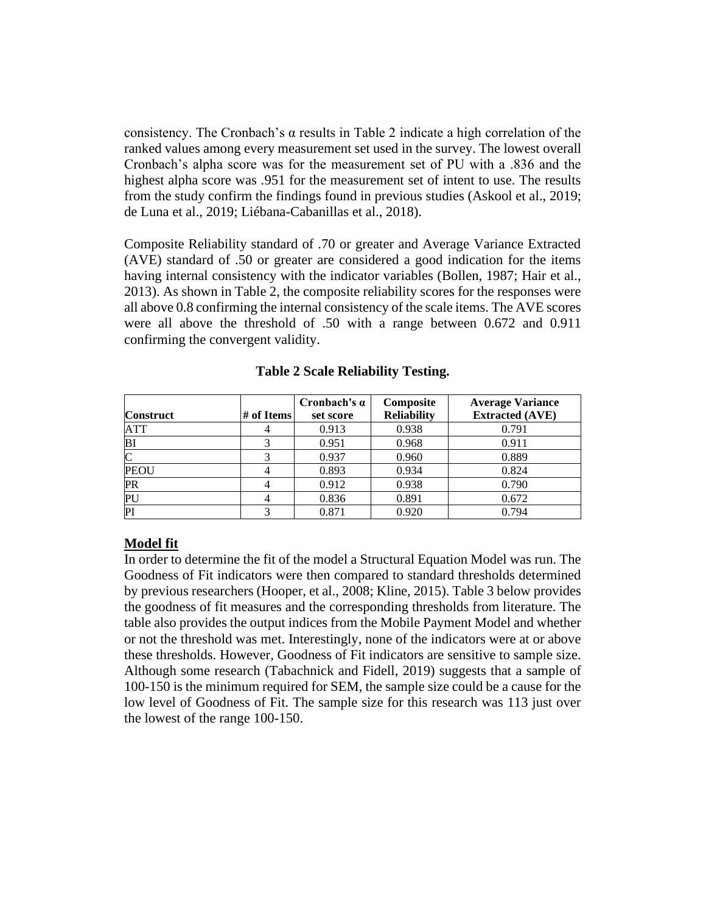consistency. The Cronbach's α results in Table 2 indicate a high correlation of the ranked values among every measurement set used in the survey. The lowest overall Cronbach's alpha score was for the measurement set of PU with a .836 and the highest alpha score was .951 for the measurement set of intent to use. The results from the study confirm the findings found in previous studies (Askool et al., 2019; de Luna et al., 2019; Liébana-Cabanillas et al., 2018).

Composite Reliability standard of .70 or greater and Average Variance Extracted (AVE) standard of .50 or greater are considered a good indication for the items having internal consistency with the indicator variables (Bollen, 1987; Hair et al., 2013). As shown in Table 2, the composite reliability scores for the responses were all above 0.8 confirming the internal consistency of the scale items. The AVE scores were all above the threshold of .50 with a range between 0.672 and 0.911 confirming the convergent validity.

**Table 2 Scale Reliability Testing.**

| Construct | # of Items | Cronbach's α set score | Composite Reliability | Average Variance Extracted (AVE) |
|---|---|---|---|---|
| ATT | 4 | 0.913 | 0.938 | 0.791 |
| BI | 3 | 0.951 | 0.968 | 0.911 |
| C | 3 | 0.937 | 0.960 | 0.889 |
| PEOU | 4 | 0.893 | 0.934 | 0.824 |
| PR | 4 | 0.912 | 0.938 | 0.790 |
| PU | 4 | 0.836 | 0.891 | 0.672 |
| PI | 3 | 0.871 | 0.920 | 0.794 |

## Model fit

In order to determine the fit of the model a Structural Equation Model was run. The Goodness of Fit indicators were then compared to standard thresholds determined by previous researchers (Hooper, et al., 2008; Kline, 2015). Table 3 below provides the goodness of fit measures and the corresponding thresholds from literature. The table also provides the output indices from the Mobile Payment Model and whether or not the threshold was met. Interestingly, none of the indicators were at or above these thresholds. However, Goodness of Fit indicators are sensitive to sample size. Although some research (Tabachnick and Fidell, 2019) suggests that a sample of 100-150 is the minimum required for SEM, the sample size could be a cause for the low level of Goodness of Fit. The sample size for this research was 113 just over the lowest of the range 100-150.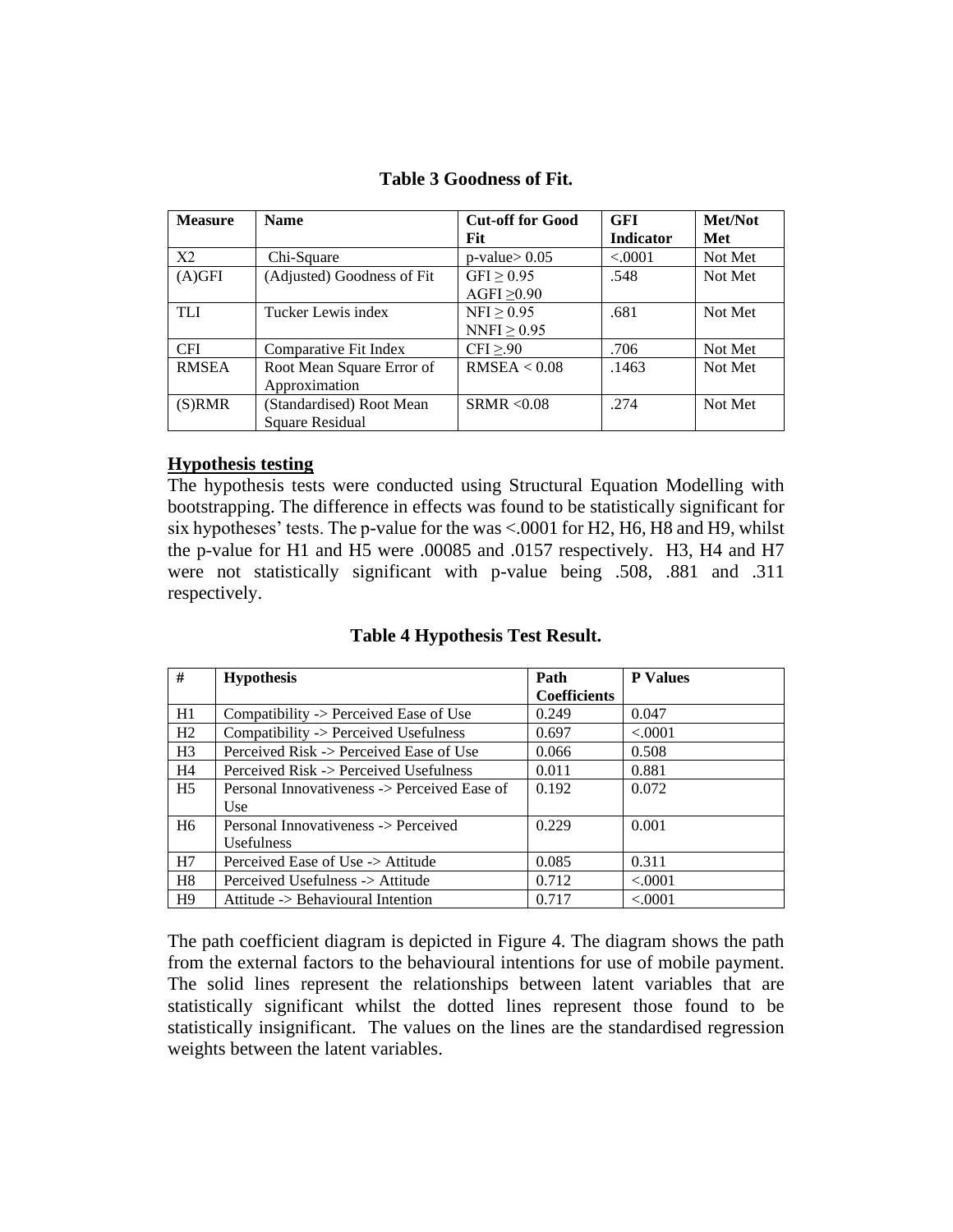**Table 3 Goodness of Fit.**

| Measure | Name | Cut-off for Good Fit | GFI Indicator | Met/Not Met |
|---|---|---|---|---|
| X2 | Chi-Square | p-value> 0.05 | <.0001 | Not Met |
| (A)GFI | (Adjusted) Goodness of Fit | GFI ≥ 0.95<br>AGFI ≥0.90 | .548 | Not Met |
| TLI | Tucker Lewis index | NFI ≥ 0.95<br>NNFI ≥ 0.95 | .681 | Not Met |
| CFI | Comparative Fit Index | CFI ≥.90 | .706 | Not Met |
| RMSEA | Root Mean Square Error of Approximation | RMSEA < 0.08 | .1463 | Not Met |
| (S)RMR | (Standardised) Root Mean Square Residual | SRMR <0.08 | .274 | Not Met |

**Hypothesis testing**

The hypothesis tests were conducted using Structural Equation Modelling with bootstrapping. The difference in effects was found to be statistically significant for six hypotheses' tests. The p-value for the was <.0001 for H2, H6, H8 and H9, whilst the p-value for H1 and H5 were .00085 and .0157 respectively. H3, H4 and H7 were not statistically significant with p-value being .508, .881 and .311 respectively.

**Table 4 Hypothesis Test Result.**

| # | Hypothesis | Path Coefficients | P Values |
|---|---|---|---|
| H1 | Compatibility -> Perceived Ease of Use | 0.249 | 0.047 |
| H2 | Compatibility -> Perceived Usefulness | 0.697 | <.0001 |
| H3 | Perceived Risk -> Perceived Ease of Use | 0.066 | 0.508 |
| H4 | Perceived Risk -> Perceived Usefulness | 0.011 | 0.881 |
| H5 | Personal Innovativeness -> Perceived Ease of Use | 0.192 | 0.072 |
| H6 | Personal Innovativeness -> Perceived Usefulness | 0.229 | 0.001 |
| H7 | Perceived Ease of Use -> Attitude | 0.085 | 0.311 |
| H8 | Perceived Usefulness -> Attitude | 0.712 | <.0001 |
| H9 | Attitude -> Behavioural Intention | 0.717 | <.0001 |

The path coefficient diagram is depicted in Figure 4. The diagram shows the path from the external factors to the behavioural intentions for use of mobile payment. The solid lines represent the relationships between latent variables that are statistically significant whilst the dotted lines represent those found to be statistically insignificant. The values on the lines are the standardised regression weights between the latent variables.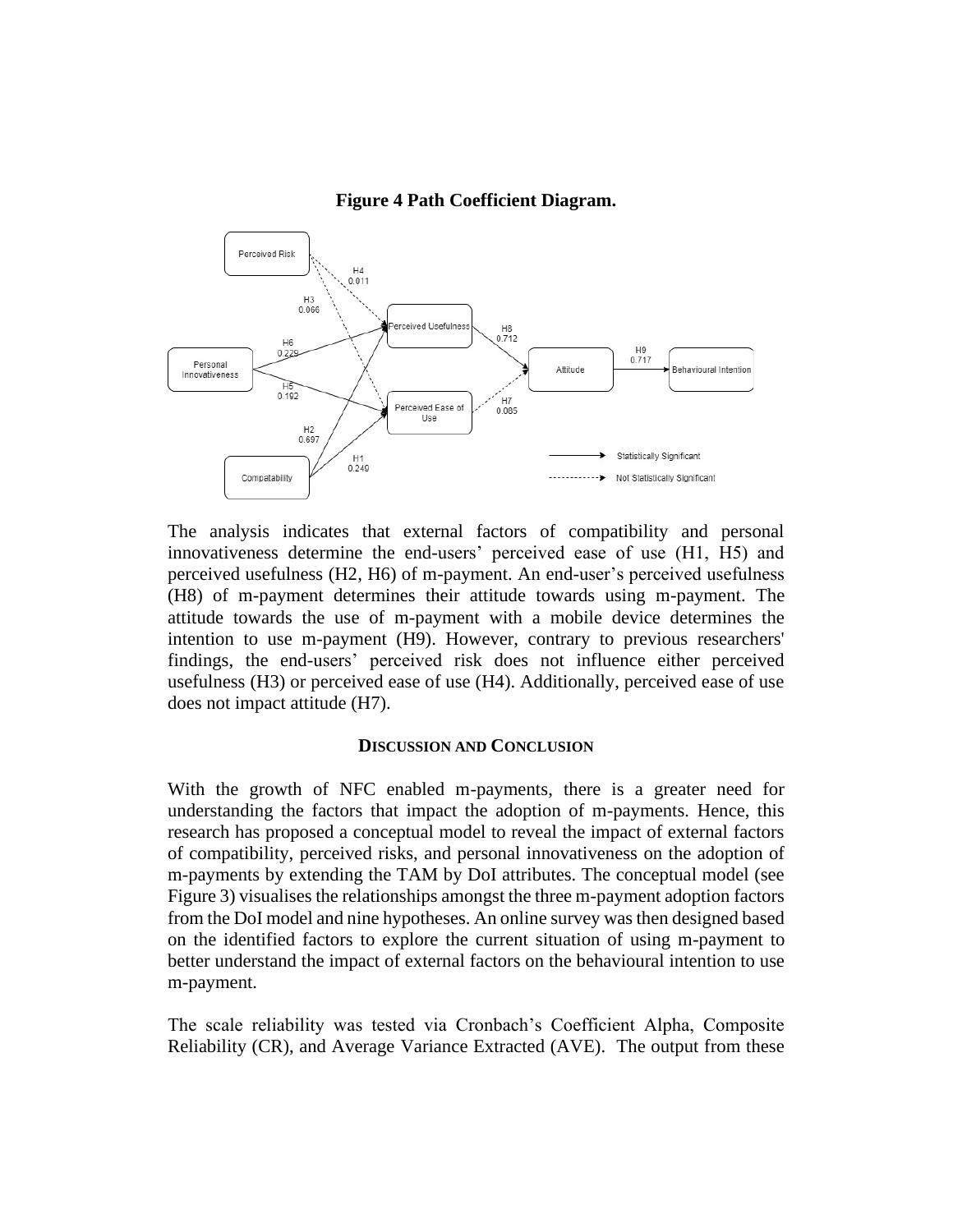**Figure 4 Path Coefficient Diagram.**

The analysis indicates that external factors of compatibility and personal innovativeness determine the end-users' perceived ease of use (H1, H5) and perceived usefulness (H2, H6) of m-payment. An end-user's perceived usefulness (H8) of m-payment determines their attitude towards using m-payment. The attitude towards the use of m-payment with a mobile device determines the intention to use m-payment (H9). However, contrary to previous researchers' findings, the end-users' perceived risk does not influence either perceived usefulness (H3) or perceived ease of use (H4). Additionally, perceived ease of use does not impact attitude (H7).

## DISCUSSION AND CONCLUSION

With the growth of NFC enabled m-payments, there is a greater need for understanding the factors that impact the adoption of m-payments. Hence, this research has proposed a conceptual model to reveal the impact of external factors of compatibility, perceived risks, and personal innovativeness on the adoption of m-payments by extending the TAM by DoI attributes. The conceptual model (see Figure 3) visualises the relationships amongst the three m-payment adoption factors from the DoI model and nine hypotheses. An online survey was then designed based on the identified factors to explore the current situation of using m-payment to better understand the impact of external factors on the behavioural intention to use m-payment.

The scale reliability was tested via Cronbach's Coefficient Alpha, Composite Reliability (CR), and Average Variance Extracted (AVE). The output from these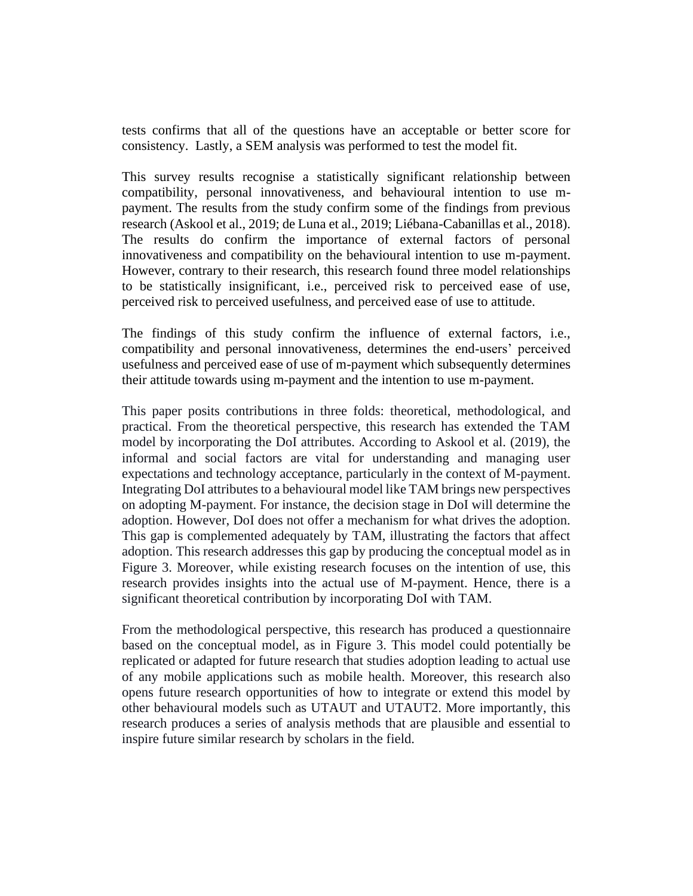tests confirms that all of the questions have an acceptable or better score for consistency. Lastly, a SEM analysis was performed to test the model fit.

This survey results recognise a statistically significant relationship between compatibility, personal innovativeness, and behavioural intention to use m-payment. The results from the study confirm some of the findings from previous research (Askool et al., 2019; de Luna et al., 2019; Liébana-Cabanillas et al., 2018). The results do confirm the importance of external factors of personal innovativeness and compatibility on the behavioural intention to use m-payment. However, contrary to their research, this research found three model relationships to be statistically insignificant, i.e., perceived risk to perceived ease of use, perceived risk to perceived usefulness, and perceived ease of use to attitude.

The findings of this study confirm the influence of external factors, i.e., compatibility and personal innovativeness, determines the end-users' perceived usefulness and perceived ease of use of m-payment which subsequently determines their attitude towards using m-payment and the intention to use m-payment.

This paper posits contributions in three folds: theoretical, methodological, and practical. From the theoretical perspective, this research has extended the TAM model by incorporating the DoI attributes. According to Askool et al. (2019), the informal and social factors are vital for understanding and managing user expectations and technology acceptance, particularly in the context of M-payment. Integrating DoI attributes to a behavioural model like TAM brings new perspectives on adopting M-payment. For instance, the decision stage in DoI will determine the adoption. However, DoI does not offer a mechanism for what drives the adoption. This gap is complemented adequately by TAM, illustrating the factors that affect adoption. This research addresses this gap by producing the conceptual model as in Figure 3. Moreover, while existing research focuses on the intention of use, this research provides insights into the actual use of M-payment. Hence, there is a significant theoretical contribution by incorporating DoI with TAM.

From the methodological perspective, this research has produced a questionnaire based on the conceptual model, as in Figure 3. This model could potentially be replicated or adapted for future research that studies adoption leading to actual use of any mobile applications such as mobile health. Moreover, this research also opens future research opportunities of how to integrate or extend this model by other behavioural models such as UTAUT and UTAUT2. More importantly, this research produces a series of analysis methods that are plausible and essential to inspire future similar research by scholars in the field.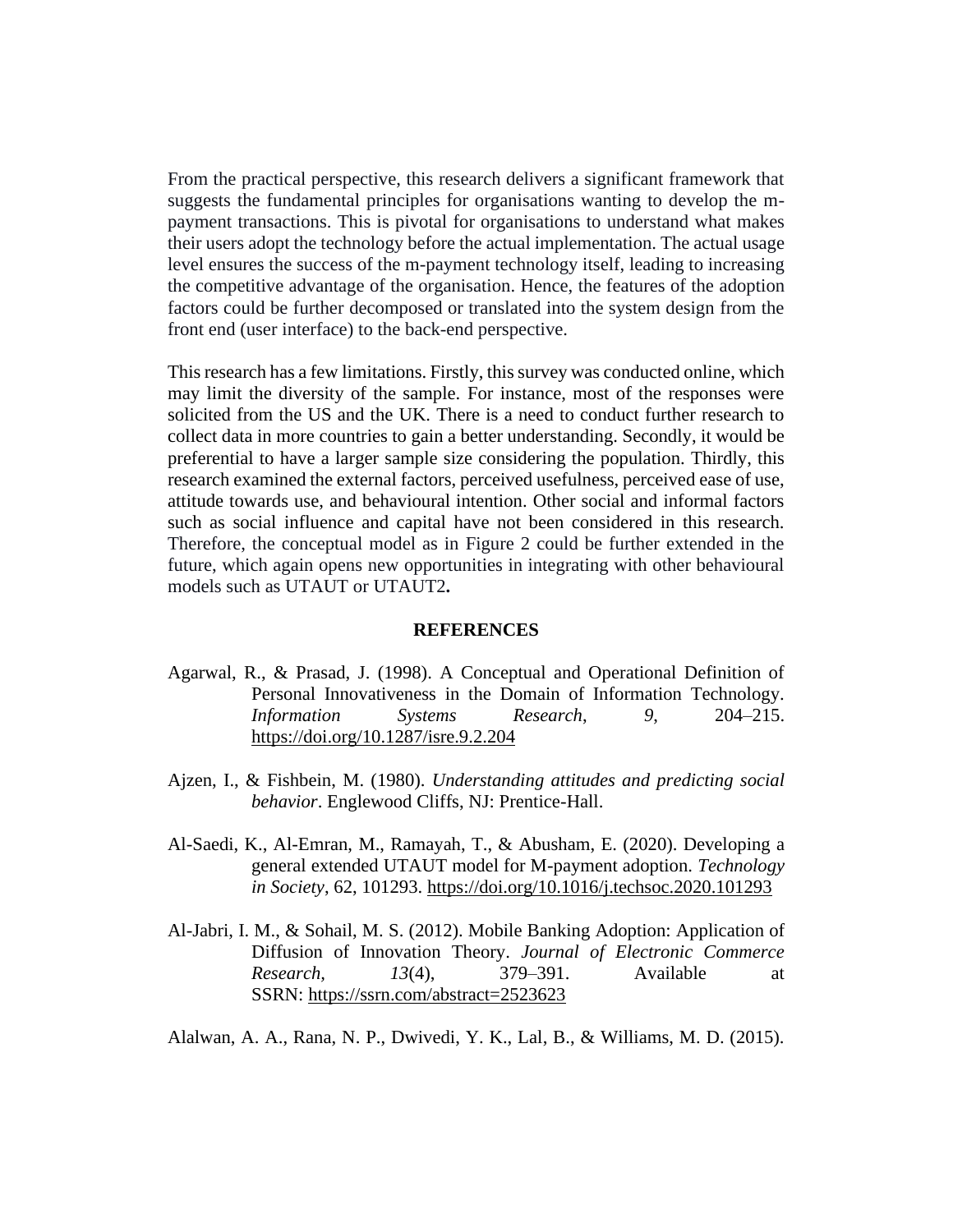From the practical perspective, this research delivers a significant framework that suggests the fundamental principles for organisations wanting to develop the m-payment transactions. This is pivotal for organisations to understand what makes their users adopt the technology before the actual implementation. The actual usage level ensures the success of the m-payment technology itself, leading to increasing the competitive advantage of the organisation. Hence, the features of the adoption factors could be further decomposed or translated into the system design from the front end (user interface) to the back-end perspective.

This research has a few limitations. Firstly, this survey was conducted online, which may limit the diversity of the sample. For instance, most of the responses were solicited from the US and the UK. There is a need to conduct further research to collect data in more countries to gain a better understanding. Secondly, it would be preferential to have a larger sample size considering the population. Thirdly, this research examined the external factors, perceived usefulness, perceived ease of use, attitude towards use, and behavioural intention. Other social and informal factors such as social influence and capital have not been considered in this research. Therefore, the conceptual model as in Figure 2 could be further extended in the future, which again opens new opportunities in integrating with other behavioural models such as UTAUT or UTAUT2**.**

## REFERENCES

Agarwal, R., & Prasad, J. (1998). A Conceptual and Operational Definition of Personal Innovativeness in the Domain of Information Technology. *Information Systems Research*, *9*, 204–215. https://doi.org/10.1287/isre.9.2.204

Ajzen, I., & Fishbein, M. (1980). *Understanding attitudes and predicting social behavior*. Englewood Cliffs, NJ: Prentice-Hall.

Al-Saedi, K., Al-Emran, M., Ramayah, T., & Abusham, E. (2020). Developing a general extended UTAUT model for M-payment adoption. *Technology in Society*, 62, 101293. https://doi.org/10.1016/j.techsoc.2020.101293

Al-Jabri, I. M., & Sohail, M. S. (2012). Mobile Banking Adoption: Application of Diffusion of Innovation Theory. *Journal of Electronic Commerce Research*, *13*(4), 379–391. Available at SSRN: https://ssrn.com/abstract=2523623

Alalwan, A. A., Rana, N. P., Dwivedi, Y. K., Lal, B., & Williams, M. D. (2015).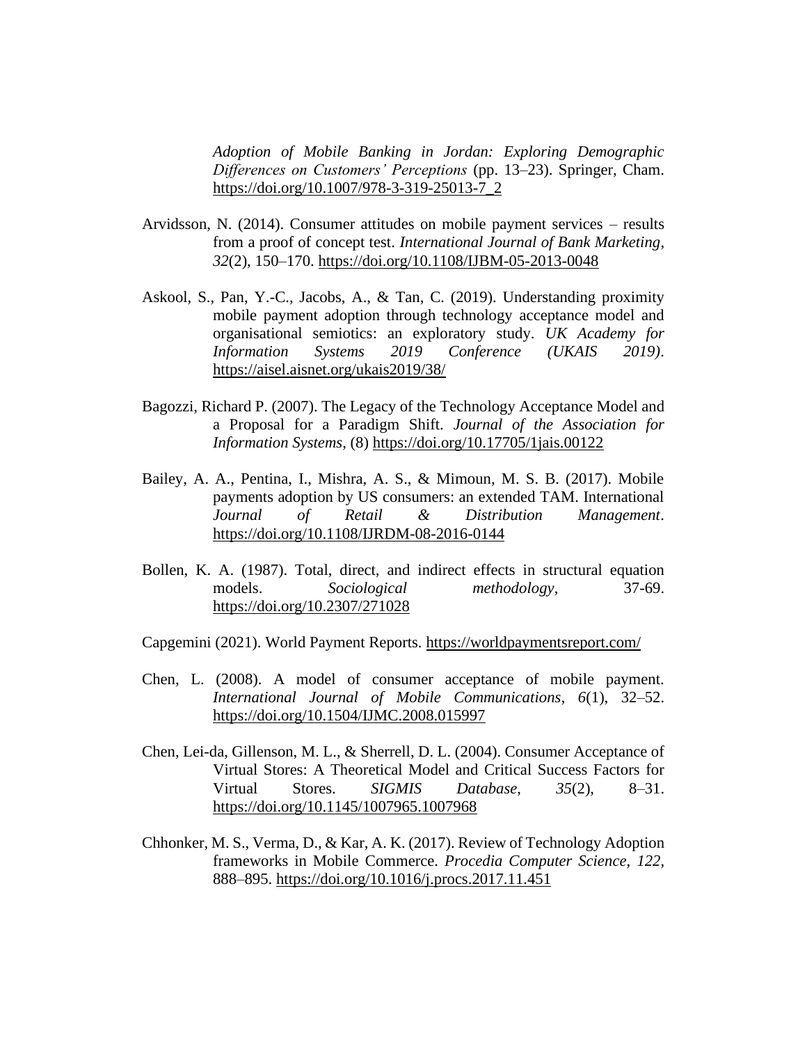*Adoption of Mobile Banking in Jordan: Exploring Demographic Differences on Customers' Perceptions* (pp. 13–23). Springer, Cham. https://doi.org/10.1007/978-3-319-25013-7_2

Arvidsson, N. (2014). Consumer attitudes on mobile payment services – results from a proof of concept test. *International Journal of Bank Marketing*, *32*(2), 150–170. https://doi.org/10.1108/IJBM-05-2013-0048

Askool, S., Pan, Y.-C., Jacobs, A., & Tan, C. (2019). Understanding proximity mobile payment adoption through technology acceptance model and organisational semiotics: an exploratory study. *UK Academy for Information Systems 2019 Conference (UKAIS 2019)*. https://aisel.aisnet.org/ukais2019/38/

Bagozzi, Richard P. (2007). The Legacy of the Technology Acceptance Model and a Proposal for a Paradigm Shift. *Journal of the Association for Information Systems*, (8) https://doi.org/10.17705/1jais.00122

Bailey, A. A., Pentina, I., Mishra, A. S., & Mimoun, M. S. B. (2017). Mobile payments adoption by US consumers: an extended TAM. International *Journal of Retail & Distribution Management*. https://doi.org/10.1108/IJRDM-08-2016-0144

Bollen, K. A. (1987). Total, direct, and indirect effects in structural equation models. *Sociological methodology*, 37-69. https://doi.org/10.2307/271028

Capgemini (2021). World Payment Reports. https://worldpaymentsreport.com/

Chen, L. (2008). A model of consumer acceptance of mobile payment. *International Journal of Mobile Communications*, *6*(1), 32–52. https://doi.org/10.1504/IJMC.2008.015997

Chen, Lei-da, Gillenson, M. L., & Sherrell, D. L. (2004). Consumer Acceptance of Virtual Stores: A Theoretical Model and Critical Success Factors for Virtual Stores. *SIGMIS Database*, *35*(2), 8–31. https://doi.org/10.1145/1007965.1007968

Chhonker, M. S., Verma, D., & Kar, A. K. (2017). Review of Technology Adoption frameworks in Mobile Commerce. *Procedia Computer Science*, *122*, 888–895. https://doi.org/10.1016/j.procs.2017.11.451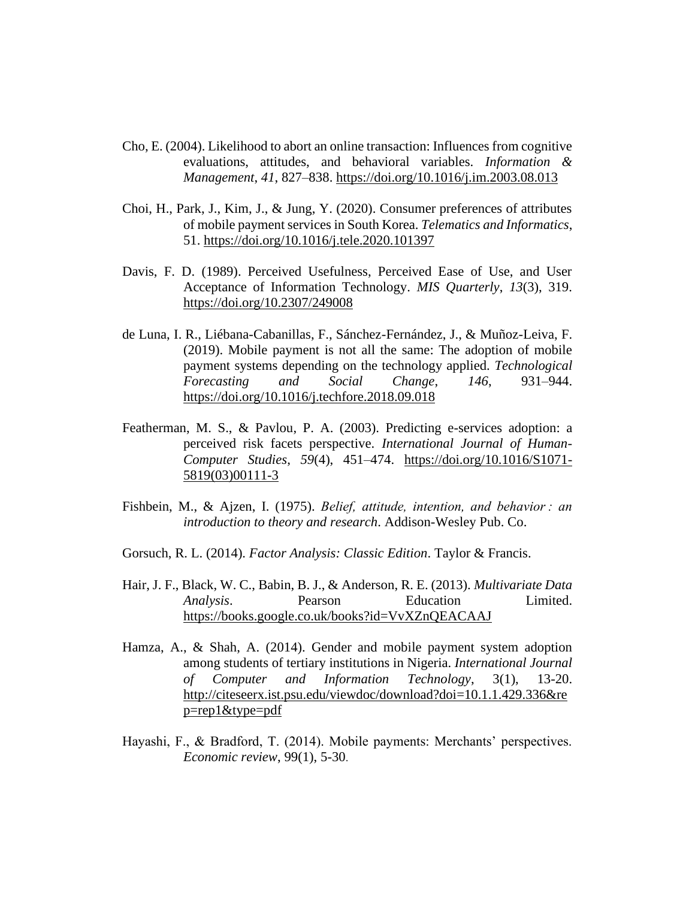Cho, E. (2004). Likelihood to abort an online transaction: Influences from cognitive evaluations, attitudes, and behavioral variables. *Information & Management*, *41*, 827–838. https://doi.org/10.1016/j.im.2003.08.013

Choi, H., Park, J., Kim, J., & Jung, Y. (2020). Consumer preferences of attributes of mobile payment services in South Korea. *Telematics and Informatics*, 51. https://doi.org/10.1016/j.tele.2020.101397

Davis, F. D. (1989). Perceived Usefulness, Perceived Ease of Use, and User Acceptance of Information Technology. *MIS Quarterly*, *13*(3), 319. https://doi.org/10.2307/249008

de Luna, I. R., Liébana-Cabanillas, F., Sánchez-Fernández, J., & Muñoz-Leiva, F. (2019). Mobile payment is not all the same: The adoption of mobile payment systems depending on the technology applied. *Technological Forecasting and Social Change*, *146*, 931–944. https://doi.org/10.1016/j.techfore.2018.09.018

Featherman, M. S., & Pavlou, P. A. (2003). Predicting e-services adoption: a perceived risk facets perspective. *International Journal of Human-Computer Studies*, *59*(4), 451–474. https://doi.org/10.1016/S1071-5819(03)00111-3

Fishbein, M., & Ajzen, I. (1975). *Belief, attitude, intention, and behavior : an introduction to theory and research*. Addison-Wesley Pub. Co.

Gorsuch, R. L. (2014). *Factor Analysis: Classic Edition*. Taylor & Francis.

Hair, J. F., Black, W. C., Babin, B. J., & Anderson, R. E. (2013). *Multivariate Data Analysis*. Pearson Education Limited. https://books.google.co.uk/books?id=VvXZnQEACAAJ

Hamza, A., & Shah, A. (2014). Gender and mobile payment system adoption among students of tertiary institutions in Nigeria. *International Journal of Computer and Information Technology*, 3(1), 13-20. http://citeseerx.ist.psu.edu/viewdoc/download?doi=10.1.1.429.336&rep=rep1&type=pdf

Hayashi, F., & Bradford, T. (2014). Mobile payments: Merchants' perspectives. *Economic review*, 99(1), 5-30.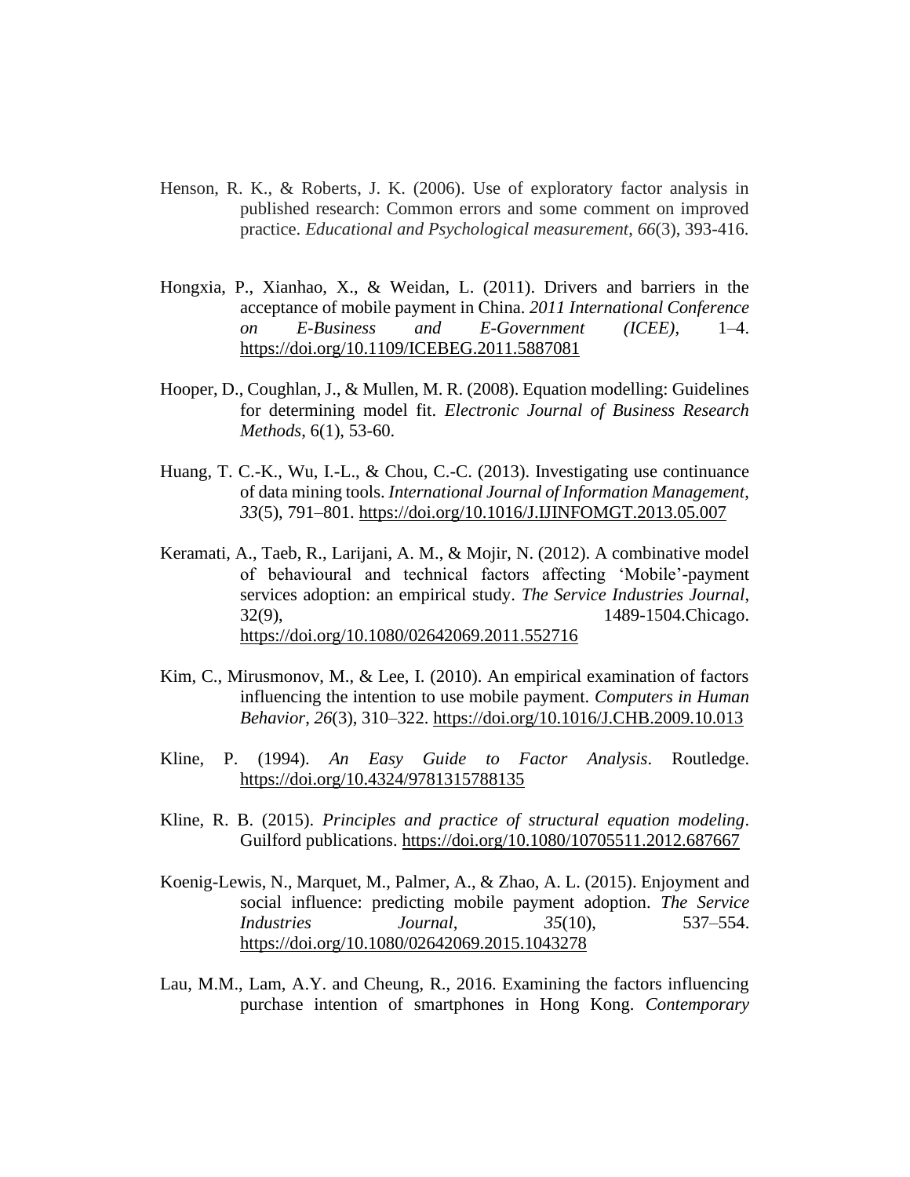Henson, R. K., & Roberts, J. K. (2006). Use of exploratory factor analysis in published research: Common errors and some comment on improved practice. *Educational and Psychological measurement*, *66*(3), 393-416.

Hongxia, P., Xianhao, X., & Weidan, L. (2011). Drivers and barriers in the acceptance of mobile payment in China. *2011 International Conference on E-Business and E-Government (ICEE)*, 1–4. https://doi.org/10.1109/ICEBEG.2011.5887081

Hooper, D., Coughlan, J., & Mullen, M. R. (2008). Equation modelling: Guidelines for determining model fit. *Electronic Journal of Business Research Methods*, 6(1), 53-60.

Huang, T. C.-K., Wu, I.-L., & Chou, C.-C. (2013). Investigating use continuance of data mining tools. *International Journal of Information Management*, *33*(5), 791–801. https://doi.org/10.1016/J.IJINFOMGT.2013.05.007

Keramati, A., Taeb, R., Larijani, A. M., & Mojir, N. (2012). A combinative model of behavioural and technical factors affecting 'Mobile'-payment services adoption: an empirical study. *The Service Industries Journal*, 32(9), 1489-1504.Chicago. https://doi.org/10.1080/02642069.2011.552716

Kim, C., Mirusmonov, M., & Lee, I. (2010). An empirical examination of factors influencing the intention to use mobile payment. *Computers in Human Behavior*, *26*(3), 310–322. https://doi.org/10.1016/J.CHB.2009.10.013

Kline, P. (1994). *An Easy Guide to Factor Analysis*. Routledge. https://doi.org/10.4324/9781315788135

Kline, R. B. (2015). *Principles and practice of structural equation modeling*. Guilford publications. https://doi.org/10.1080/10705511.2012.687667

Koenig-Lewis, N., Marquet, M., Palmer, A., & Zhao, A. L. (2015). Enjoyment and social influence: predicting mobile payment adoption. *The Service Industries Journal*, *35*(10), 537–554. https://doi.org/10.1080/02642069.2015.1043278

Lau, M.M., Lam, A.Y. and Cheung, R., 2016. Examining the factors influencing purchase intention of smartphones in Hong Kong. *Contemporary*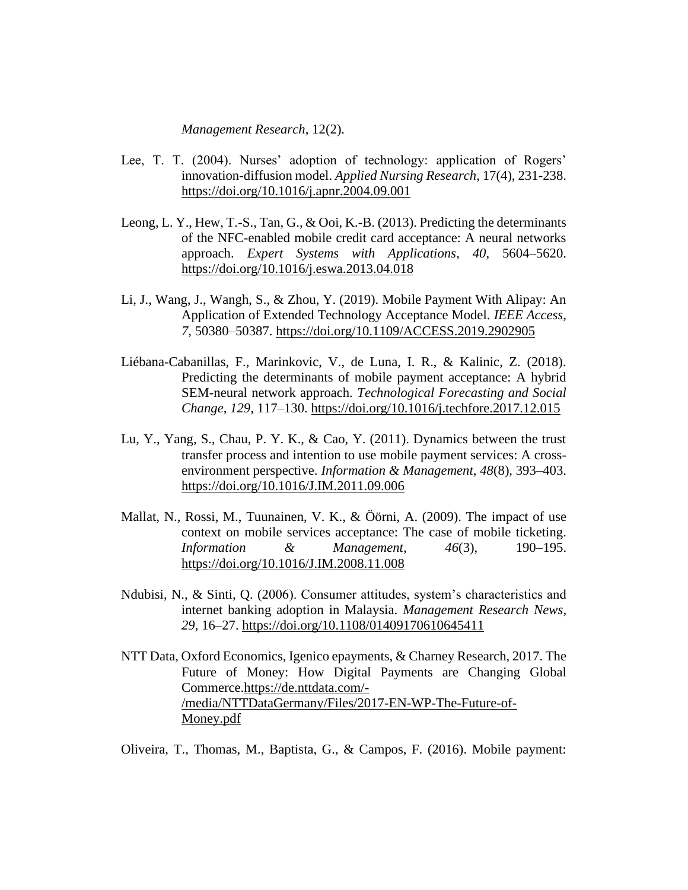*Management Research*, 12(2).

Lee, T. T. (2004). Nurses' adoption of technology: application of Rogers' innovation-diffusion model. *Applied Nursing Research*, 17(4), 231-238. https://doi.org/10.1016/j.apnr.2004.09.001

Leong, L. Y., Hew, T.-S., Tan, G., & Ooi, K.-B. (2013). Predicting the determinants of the NFC-enabled mobile credit card acceptance: A neural networks approach. *Expert Systems with Applications*, *40*, 5604–5620. https://doi.org/10.1016/j.eswa.2013.04.018

Li, J., Wang, J., Wangh, S., & Zhou, Y. (2019). Mobile Payment With Alipay: An Application of Extended Technology Acceptance Model. *IEEE Access*, *7*, 50380–50387. https://doi.org/10.1109/ACCESS.2019.2902905

Liébana-Cabanillas, F., Marinkovic, V., de Luna, I. R., & Kalinic, Z. (2018). Predicting the determinants of mobile payment acceptance: A hybrid SEM-neural network approach. *Technological Forecasting and Social Change*, *129*, 117–130. https://doi.org/10.1016/j.techfore.2017.12.015

Lu, Y., Yang, S., Chau, P. Y. K., & Cao, Y. (2011). Dynamics between the trust transfer process and intention to use mobile payment services: A cross-environment perspective. *Information & Management*, *48*(8), 393–403. https://doi.org/10.1016/J.IM.2011.09.006

Mallat, N., Rossi, M., Tuunainen, V. K., & Öörni, A. (2009). The impact of use context on mobile services acceptance: The case of mobile ticketing. *Information & Management*, *46*(3), 190–195. https://doi.org/10.1016/J.IM.2008.11.008

Ndubisi, N., & Sinti, Q. (2006). Consumer attitudes, system's characteristics and internet banking adoption in Malaysia. *Management Research News*, *29*, 16–27. https://doi.org/10.1108/01409170610645411

NTT Data, Oxford Economics, Igenico epayments, & Charney Research, 2017. The Future of Money: How Digital Payments are Changing Global Commerce.https://de.nttdata.com/-/media/NTTDataGermany/Files/2017-EN-WP-The-Future-of-Money.pdf

Oliveira, T., Thomas, M., Baptista, G., & Campos, F. (2016). Mobile payment: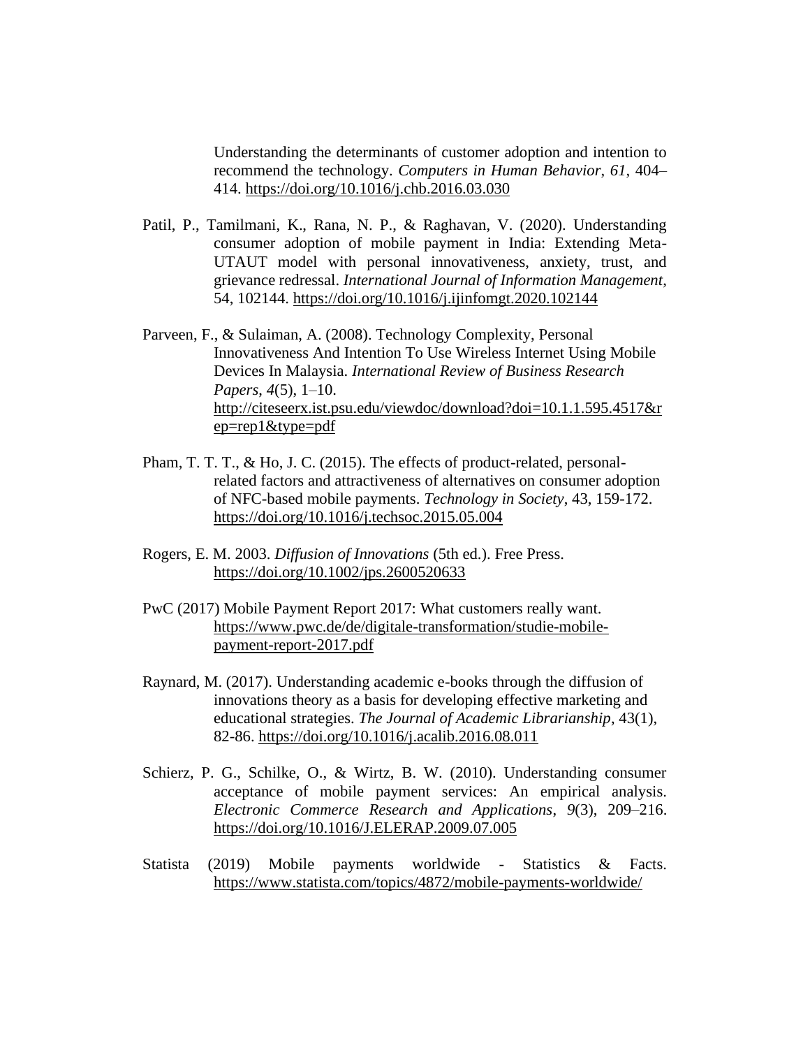Understanding the determinants of customer adoption and intention to recommend the technology. *Computers in Human Behavior*, *61*, 404–414. https://doi.org/10.1016/j.chb.2016.03.030

Patil, P., Tamilmani, K., Rana, N. P., & Raghavan, V. (2020). Understanding consumer adoption of mobile payment in India: Extending Meta-UTAUT model with personal innovativeness, anxiety, trust, and grievance redressal. *International Journal of Information Management*, 54, 102144. https://doi.org/10.1016/j.ijinfomgt.2020.102144

Parveen, F., & Sulaiman, A. (2008). Technology Complexity, Personal Innovativeness And Intention To Use Wireless Internet Using Mobile Devices In Malaysia. *International Review of Business Research Papers*, *4*(5), 1–10. http://citeseerx.ist.psu.edu/viewdoc/download?doi=10.1.1.595.4517&rep=rep1&type=pdf

Pham, T. T. T., & Ho, J. C. (2015). The effects of product-related, personal-related factors and attractiveness of alternatives on consumer adoption of NFC-based mobile payments. *Technology in Society*, 43, 159-172. https://doi.org/10.1016/j.techsoc.2015.05.004

Rogers, E. M. 2003. *Diffusion of Innovations* (5th ed.). Free Press. https://doi.org/10.1002/jps.2600520633

PwC (2017) Mobile Payment Report 2017: What customers really want. https://www.pwc.de/de/digitale-transformation/studie-mobile-payment-report-2017.pdf

Raynard, M. (2017). Understanding academic e-books through the diffusion of innovations theory as a basis for developing effective marketing and educational strategies. *The Journal of Academic Librarianship*, 43(1), 82-86. https://doi.org/10.1016/j.acalib.2016.08.011

Schierz, P. G., Schilke, O., & Wirtz, B. W. (2010). Understanding consumer acceptance of mobile payment services: An empirical analysis. *Electronic Commerce Research and Applications*, *9*(3), 209–216. https://doi.org/10.1016/J.ELERAP.2009.07.005

Statista (2019) Mobile payments worldwide - Statistics & Facts. https://www.statista.com/topics/4872/mobile-payments-worldwide/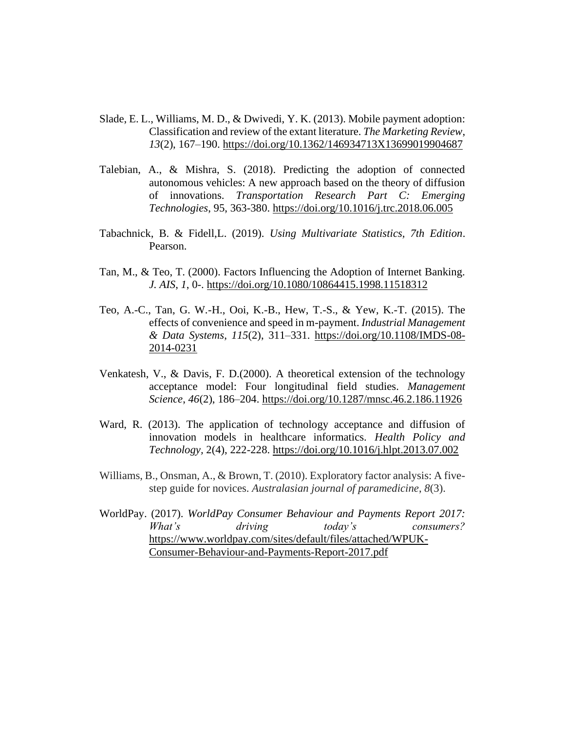Slade, E. L., Williams, M. D., & Dwivedi, Y. K. (2013). Mobile payment adoption: Classification and review of the extant literature. *The Marketing Review*, *13*(2), 167–190. https://doi.org/10.1362/146934713X13699019904687

Talebian, A., & Mishra, S. (2018). Predicting the adoption of connected autonomous vehicles: A new approach based on the theory of diffusion of innovations. *Transportation Research Part C: Emerging Technologies*, 95, 363-380. https://doi.org/10.1016/j.trc.2018.06.005

Tabachnick, B. & Fidell,L. (2019). *Using Multivariate Statistics, 7th Edition*. Pearson.

Tan, M., & Teo, T. (2000). Factors Influencing the Adoption of Internet Banking. *J. AIS*, *1*, 0-. https://doi.org/10.1080/10864415.1998.11518312

Teo, A.-C., Tan, G. W.-H., Ooi, K.-B., Hew, T.-S., & Yew, K.-T. (2015). The effects of convenience and speed in m-payment. *Industrial Management & Data Systems*, *115*(2), 311–331. https://doi.org/10.1108/IMDS-08-2014-0231

Venkatesh, V., & Davis, F. D.(2000). A theoretical extension of the technology acceptance model: Four longitudinal field studies. *Management Science*, *46*(2), 186–204. https://doi.org/10.1287/mnsc.46.2.186.11926

Ward, R. (2013). The application of technology acceptance and diffusion of innovation models in healthcare informatics. *Health Policy and Technology*, 2(4), 222-228. https://doi.org/10.1016/j.hlpt.2013.07.002

Williams, B., Onsman, A., & Brown, T. (2010). Exploratory factor analysis: A five-step guide for novices. *Australasian journal of paramedicine*, *8*(3).

WorldPay. (2017). *WorldPay Consumer Behaviour and Payments Report 2017: What's driving today's consumers?* https://www.worldpay.com/sites/default/files/attached/WPUK-Consumer-Behaviour-and-Payments-Report-2017.pdf